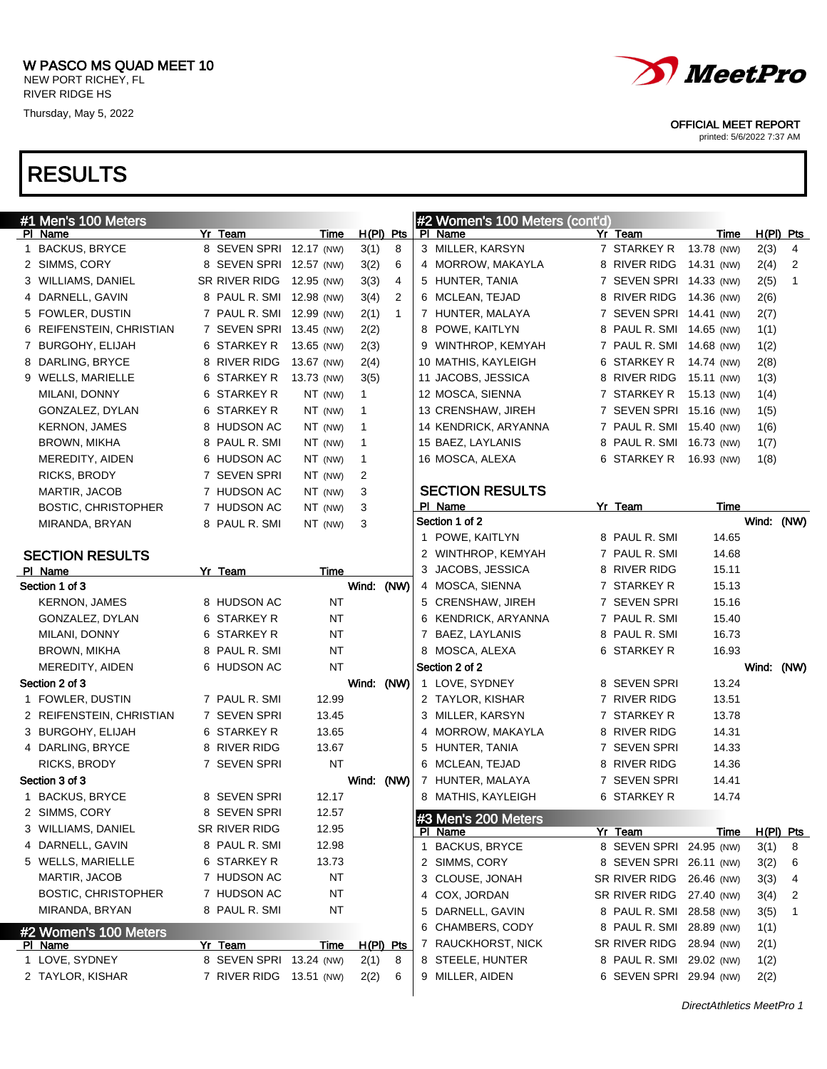W PASCO MS QUAD MEET 10
NEW PORT RICHEY, FL
RIVER RIDGE HS
Thursday, May 5, 2022

OFFICIAL MEET REPORT
printed: 5/6/2022 7:37 AM

# RESULTS

## #1 Men's 100 Meters

| Pl | Name | Yr | Team | Time | | H(Pl) | Pts |
|---|---|---|---|---|---|---|---|
| 1 | BACKUS, BRYCE | 8 | SEVEN SPRI | 12.17 | (NW) | 3(1) | 8 |
| 2 | SIMMS, CORY | 8 | SEVEN SPRI | 12.57 | (NW) | 3(2) | 6 |
| 3 | WILLIAMS, DANIEL | SR | RIVER RIDG | 12.95 | (NW) | 3(3) | 4 |
| 4 | DARNELL, GAVIN | 8 | PAUL R. SMI | 12.98 | (NW) | 3(4) | 2 |
| 5 | FOWLER, DUSTIN | 7 | PAUL R. SMI | 12.99 | (NW) | 2(1) | 1 |
| 6 | REIFENSTEIN, CHRISTIAN | 7 | SEVEN SPRI | 13.45 | (NW) | 2(2) | |
| 7 | BURGOHY, ELIJAH | 6 | STARKEY R | 13.65 | (NW) | 2(3) | |
| 8 | DARLING, BRYCE | 8 | RIVER RIDG | 13.67 | (NW) | 2(4) | |
| 9 | WELLS, MARIELLE | 6 | STARKEY R | 13.73 | (NW) | 3(5) | |
| | MILANI, DONNY | 6 | STARKEY R | NT | (NW) | 1 | |
| | GONZALEZ, DYLAN | 6 | STARKEY R | NT | (NW) | 1 | |
| | KERNON, JAMES | 8 | HUDSON AC | NT | (NW) | 1 | |
| | BROWN, MIKHA | 8 | PAUL R. SMI | NT | (NW) | 1 | |
| | MEREDITY, AIDEN | 6 | HUDSON AC | NT | (NW) | 1 | |
| | RICKS, BRODY | 7 | SEVEN SPRI | NT | (NW) | 2 | |
| | MARTIR, JACOB | 7 | HUDSON AC | NT | (NW) | 3 | |
| | BOSTIC, CHRISTOPHER | 7 | HUDSON AC | NT | (NW) | 3 | |
| | MIRANDA, BRYAN | 8 | PAUL R. SMI | NT | (NW) | 3 | |

### SECTION RESULTS

| Pl | Name | Yr | Team | Time |
|---|---|---|---|---|
| **Section 1 of 3** | | | | Wind: (NW) |
| | KERNON, JAMES | 8 | HUDSON AC | NT |
| | GONZALEZ, DYLAN | 6 | STARKEY R | NT |
| | MILANI, DONNY | 6 | STARKEY R | NT |
| | BROWN, MIKHA | 8 | PAUL R. SMI | NT |
| | MEREDITY, AIDEN | 6 | HUDSON AC | NT |
| **Section 2 of 3** | | | | Wind: (NW) |
| 1 | FOWLER, DUSTIN | 7 | PAUL R. SMI | 12.99 |
| 2 | REIFENSTEIN, CHRISTIAN | 7 | SEVEN SPRI | 13.45 |
| 3 | BURGOHY, ELIJAH | 6 | STARKEY R | 13.65 |
| 4 | DARLING, BRYCE | 8 | RIVER RIDG | 13.67 |
| | RICKS, BRODY | 7 | SEVEN SPRI | NT |
| **Section 3 of 3** | | | | Wind: (NW) |
| 1 | BACKUS, BRYCE | 8 | SEVEN SPRI | 12.17 |
| 2 | SIMMS, CORY | 8 | SEVEN SPRI | 12.57 |
| 3 | WILLIAMS, DANIEL | SR | RIVER RIDG | 12.95 |
| 4 | DARNELL, GAVIN | 8 | PAUL R. SMI | 12.98 |
| 5 | WELLS, MARIELLE | 6 | STARKEY R | 13.73 |
| | MARTIR, JACOB | 7 | HUDSON AC | NT |
| | BOSTIC, CHRISTOPHER | 7 | HUDSON AC | NT |
| | MIRANDA, BRYAN | 8 | PAUL R. SMI | NT |

## #2 Women's 100 Meters

| Pl | Name | Yr | Team | Time | | H(Pl) | Pts |
|---|---|---|---|---|---|---|---|
| 1 | LOVE, SYDNEY | 8 | SEVEN SPRI | 13.24 | (NW) | 2(1) | 8 |
| 2 | TAYLOR, KISHAR | 7 | RIVER RIDG | 13.51 | (NW) | 2(2) | 6 |
| 3 | MILLER, KARSYN | 7 | STARKEY R | 13.78 | (NW) | 2(3) | 4 |
| 4 | MORROW, MAKAYLA | 8 | RIVER RIDG | 14.31 | (NW) | 2(4) | 2 |
| 5 | HUNTER, TANIA | 7 | SEVEN SPRI | 14.33 | (NW) | 2(5) | 1 |
| 6 | MCLEAN, TEJAD | 8 | RIVER RIDG | 14.36 | (NW) | 2(6) | |
| 7 | HUNTER, MALAYA | 7 | SEVEN SPRI | 14.41 | (NW) | 2(7) | |
| 8 | POWE, KAITLYN | 8 | PAUL R. SMI | 14.65 | (NW) | 1(1) | |
| 9 | WINTHROP, KEMYAH | 7 | PAUL R. SMI | 14.68 | (NW) | 1(2) | |
| 10 | MATHIS, KAYLEIGH | 6 | STARKEY R | 14.74 | (NW) | 2(8) | |
| 11 | JACOBS, JESSICA | 8 | RIVER RIDG | 15.11 | (NW) | 1(3) | |
| 12 | MOSCA, SIENNA | 7 | STARKEY R | 15.13 | (NW) | 1(4) | |
| 13 | CRENSHAW, JIREH | 7 | SEVEN SPRI | 15.16 | (NW) | 1(5) | |
| 14 | KENDRICK, ARYANNA | 7 | PAUL R. SMI | 15.40 | (NW) | 1(6) | |
| 15 | BAEZ, LAYLANIS | 8 | PAUL R. SMI | 16.73 | (NW) | 1(7) | |
| 16 | MOSCA, ALEXA | 6 | STARKEY R | 16.93 | (NW) | 1(8) | |

### SECTION RESULTS

| Pl | Name | Yr | Team | Time |
|---|---|---|---|---|
| **Section 1 of 2** | | | | Wind: (NW) |
| 1 | POWE, KAITLYN | 8 | PAUL R. SMI | 14.65 |
| 2 | WINTHROP, KEMYAH | 7 | PAUL R. SMI | 14.68 |
| 3 | JACOBS, JESSICA | 8 | RIVER RIDG | 15.11 |
| 4 | MOSCA, SIENNA | 7 | STARKEY R | 15.13 |
| 5 | CRENSHAW, JIREH | 7 | SEVEN SPRI | 15.16 |
| 6 | KENDRICK, ARYANNA | 7 | PAUL R. SMI | 15.40 |
| 7 | BAEZ, LAYLANIS | 8 | PAUL R. SMI | 16.73 |
| 8 | MOSCA, ALEXA | 6 | STARKEY R | 16.93 |
| **Section 2 of 2** | | | | Wind: (NW) |
| 1 | LOVE, SYDNEY | 8 | SEVEN SPRI | 13.24 |
| 2 | TAYLOR, KISHAR | 7 | RIVER RIDG | 13.51 |
| 3 | MILLER, KARSYN | 7 | STARKEY R | 13.78 |
| 4 | MORROW, MAKAYLA | 8 | RIVER RIDG | 14.31 |
| 5 | HUNTER, TANIA | 7 | SEVEN SPRI | 14.33 |
| 6 | MCLEAN, TEJAD | 8 | RIVER RIDG | 14.36 |
| 7 | HUNTER, MALAYA | 7 | SEVEN SPRI | 14.41 |
| 8 | MATHIS, KAYLEIGH | 6 | STARKEY R | 14.74 |

## #3 Men's 200 Meters

| Pl | Name | Yr | Team | Time | | H(Pl) | Pts |
|---|---|---|---|---|---|---|---|
| 1 | BACKUS, BRYCE | 8 | SEVEN SPRI | 24.95 | (NW) | 3(1) | 8 |
| 2 | SIMMS, CORY | 8 | SEVEN SPRI | 26.11 | (NW) | 3(2) | 6 |
| 3 | CLOUSE, JONAH | SR | RIVER RIDG | 26.46 | (NW) | 3(3) | 4 |
| 4 | COX, JORDAN | SR | RIVER RIDG | 27.40 | (NW) | 3(4) | 2 |
| 5 | DARNELL, GAVIN | 8 | PAUL R. SMI | 28.58 | (NW) | 3(5) | 1 |
| 6 | CHAMBERS, CODY | 8 | PAUL R. SMI | 28.89 | (NW) | 1(1) | |
| 7 | RAUCKHORST, NICK | SR | RIVER RIDG | 28.94 | (NW) | 2(1) | |
| 8 | STEELE, HUNTER | 8 | PAUL R. SMI | 29.02 | (NW) | 1(2) | |
| 9 | MILLER, AIDEN | 6 | SEVEN SPRI | 29.94 | (NW) | 2(2) | |

DirectAthletics MeetPro 1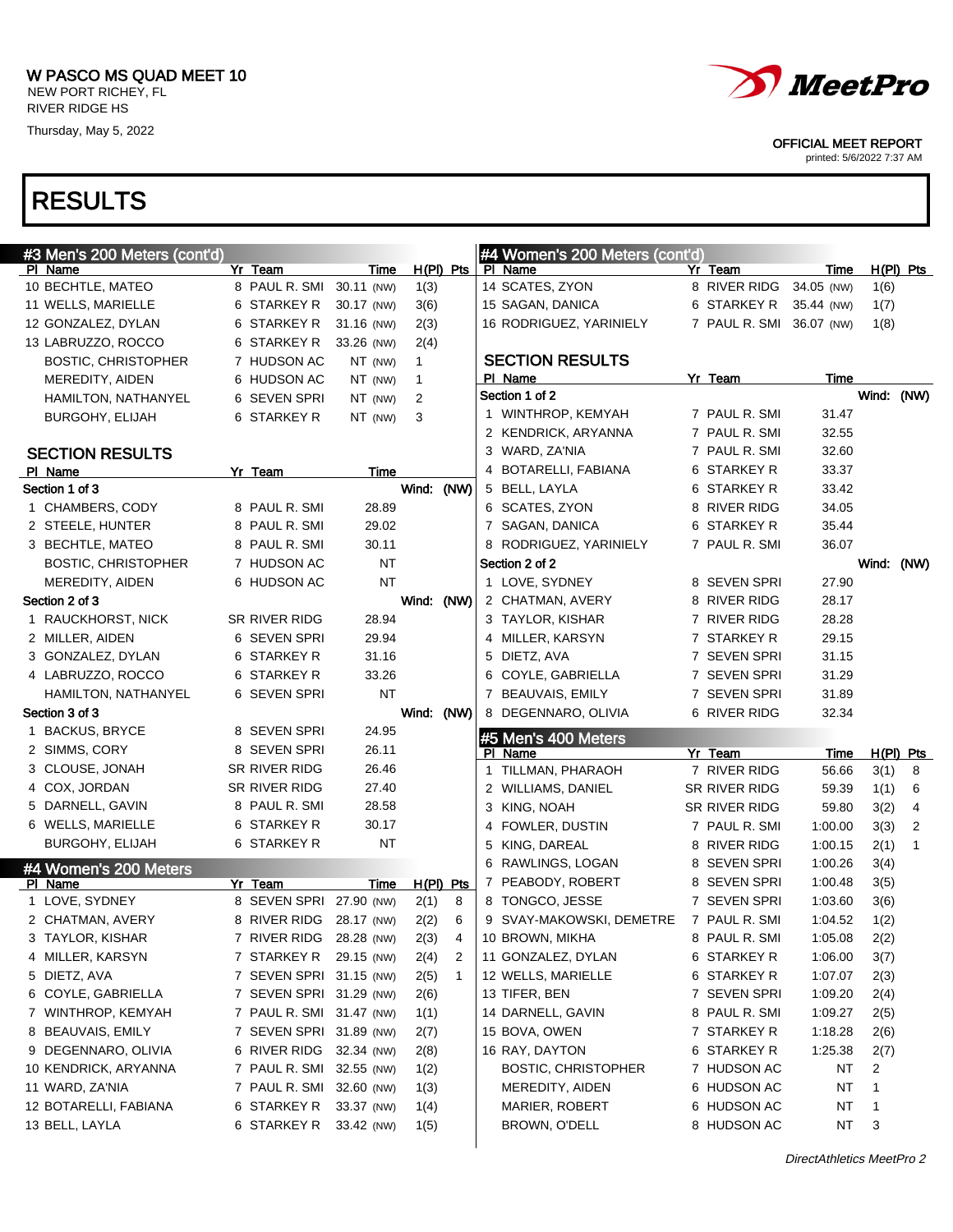# W PASCO MS QUAD MEET 10

NEW PORT RICHEY, FL
RIVER RIDGE HS
Thursday, May 5, 2022

OFFICIAL MEET REPORT
printed: 5/6/2022 7:37 AM

# RESULTS

## #3 Men's 200 Meters (cont'd)

| Pl | Name | Yr | Team | Time | H(Pl) | Pts |
|---|---|---|---|---|---|---|
| 10 | BECHTLE, MATEO | 8 | PAUL R. SMI | 30.11 (NW) | 1(3) | |
| 11 | WELLS, MARIELLE | 6 | STARKEY R | 30.17 (NW) | 3(6) | |
| 12 | GONZALEZ, DYLAN | 6 | STARKEY R | 31.16 (NW) | 2(3) | |
| 13 | LABRUZZO, ROCCO | 6 | STARKEY R | 33.26 (NW) | 2(4) | |
| | BOSTIC, CHRISTOPHER | 7 | HUDSON AC | NT (NW) | 1 | |
| | MEREDITY, AIDEN | 6 | HUDSON AC | NT (NW) | 1 | |
| | HAMILTON, NATHANYEL | 6 | SEVEN SPRI | NT (NW) | 2 | |
| | BURGOHY, ELIJAH | 6 | STARKEY R | NT (NW) | 3 | |

### SECTION RESULTS

| Pl | Name | Yr | Team | Time |
|---|---|---|---|---|
| **Section 1 of 3** | | | | Wind: (NW) |
| 1 | CHAMBERS, CODY | 8 | PAUL R. SMI | 28.89 |
| 2 | STEELE, HUNTER | 8 | PAUL R. SMI | 29.02 |
| 3 | BECHTLE, MATEO | 8 | PAUL R. SMI | 30.11 |
| | BOSTIC, CHRISTOPHER | 7 | HUDSON AC | NT |
| | MEREDITY, AIDEN | 6 | HUDSON AC | NT |
| **Section 2 of 3** | | | | Wind: (NW) |
| 1 | RAUCKHORST, NICK | SR | RIVER RIDG | 28.94 |
| 2 | MILLER, AIDEN | 6 | SEVEN SPRI | 29.94 |
| 3 | GONZALEZ, DYLAN | 6 | STARKEY R | 31.16 |
| 4 | LABRUZZO, ROCCO | 6 | STARKEY R | 33.26 |
| | HAMILTON, NATHANYEL | 6 | SEVEN SPRI | NT |
| **Section 3 of 3** | | | | Wind: (NW) |
| 1 | BACKUS, BRYCE | 8 | SEVEN SPRI | 24.95 |
| 2 | SIMMS, CORY | 8 | SEVEN SPRI | 26.11 |
| 3 | CLOUSE, JONAH | SR | RIVER RIDG | 26.46 |
| 4 | COX, JORDAN | SR | RIVER RIDG | 27.40 |
| 5 | DARNELL, GAVIN | 8 | PAUL R. SMI | 28.58 |
| 6 | WELLS, MARIELLE | 6 | STARKEY R | 30.17 |
| | BURGOHY, ELIJAH | 6 | STARKEY R | NT |

## #4 Women's 200 Meters

| Pl | Name | Yr | Team | Time | H(Pl) | Pts |
|---|---|---|---|---|---|---|
| 1 | LOVE, SYDNEY | 8 | SEVEN SPRI | 27.90 (NW) | 2(1) | 8 |
| 2 | CHATMAN, AVERY | 8 | RIVER RIDG | 28.17 (NW) | 2(2) | 6 |
| 3 | TAYLOR, KISHAR | 7 | RIVER RIDG | 28.28 (NW) | 2(3) | 4 |
| 4 | MILLER, KARSYN | 7 | STARKEY R | 29.15 (NW) | 2(4) | 2 |
| 5 | DIETZ, AVA | 7 | SEVEN SPRI | 31.15 (NW) | 2(5) | 1 |
| 6 | COYLE, GABRIELLA | 7 | SEVEN SPRI | 31.29 (NW) | 2(6) | |
| 7 | WINTHROP, KEMYAH | 7 | PAUL R. SMI | 31.47 (NW) | 1(1) | |
| 8 | BEAUVAIS, EMILY | 7 | SEVEN SPRI | 31.89 (NW) | 2(7) | |
| 9 | DEGENNARO, OLIVIA | 6 | RIVER RIDG | 32.34 (NW) | 2(8) | |
| 10 | KENDRICK, ARYANNA | 7 | PAUL R. SMI | 32.55 (NW) | 1(2) | |
| 11 | WARD, ZA'NIA | 7 | PAUL R. SMI | 32.60 (NW) | 1(3) | |
| 12 | BOTARELLI, FABIANA | 6 | STARKEY R | 33.37 (NW) | 1(4) | |
| 13 | BELL, LAYLA | 6 | STARKEY R | 33.42 (NW) | 1(5) | |
| 14 | SCATES, ZYON | 8 | RIVER RIDG | 34.05 (NW) | 1(6) | |
| 15 | SAGAN, DANICA | 6 | STARKEY R | 35.44 (NW) | 1(7) | |
| 16 | RODRIGUEZ, YARINIELY | 7 | PAUL R. SMI | 36.07 (NW) | 1(8) | |

### SECTION RESULTS

| Pl | Name | Yr | Team | Time |
|---|---|---|---|---|
| **Section 1 of 2** | | | | Wind: (NW) |
| 1 | WINTHROP, KEMYAH | 7 | PAUL R. SMI | 31.47 |
| 2 | KENDRICK, ARYANNA | 7 | PAUL R. SMI | 32.55 |
| 3 | WARD, ZA'NIA | 7 | PAUL R. SMI | 32.60 |
| 4 | BOTARELLI, FABIANA | 6 | STARKEY R | 33.37 |
| 5 | BELL, LAYLA | 6 | STARKEY R | 33.42 |
| 6 | SCATES, ZYON | 8 | RIVER RIDG | 34.05 |
| 7 | SAGAN, DANICA | 6 | STARKEY R | 35.44 |
| 8 | RODRIGUEZ, YARINIELY | 7 | PAUL R. SMI | 36.07 |
| **Section 2 of 2** | | | | Wind: (NW) |
| 1 | LOVE, SYDNEY | 8 | SEVEN SPRI | 27.90 |
| 2 | CHATMAN, AVERY | 8 | RIVER RIDG | 28.17 |
| 3 | TAYLOR, KISHAR | 7 | RIVER RIDG | 28.28 |
| 4 | MILLER, KARSYN | 7 | STARKEY R | 29.15 |
| 5 | DIETZ, AVA | 7 | SEVEN SPRI | 31.15 |
| 6 | COYLE, GABRIELLA | 7 | SEVEN SPRI | 31.29 |
| 7 | BEAUVAIS, EMILY | 7 | SEVEN SPRI | 31.89 |
| 8 | DEGENNARO, OLIVIA | 6 | RIVER RIDG | 32.34 |

## #5 Men's 400 Meters

| Pl | Name | Yr | Team | Time | H(Pl) | Pts |
|---|---|---|---|---|---|---|
| 1 | TILLMAN, PHARAOH | 7 | RIVER RIDG | 56.66 | 3(1) | 8 |
| 2 | WILLIAMS, DANIEL | SR | RIVER RIDG | 59.39 | 1(1) | 6 |
| 3 | KING, NOAH | SR | RIVER RIDG | 59.80 | 3(2) | 4 |
| 4 | FOWLER, DUSTIN | 7 | PAUL R. SMI | 1:00.00 | 3(3) | 2 |
| 5 | KING, DAREAL | 8 | RIVER RIDG | 1:00.15 | 2(1) | 1 |
| 6 | RAWLINGS, LOGAN | 8 | SEVEN SPRI | 1:00.26 | 3(4) | |
| 7 | PEABODY, ROBERT | 8 | SEVEN SPRI | 1:00.48 | 3(5) | |
| 8 | TONGCO, JESSE | 7 | SEVEN SPRI | 1:03.60 | 3(6) | |
| 9 | SVAY-MAKOWSKI, DEMETRE | 7 | PAUL R. SMI | 1:04.52 | 1(2) | |
| 10 | BROWN, MIKHA | 8 | PAUL R. SMI | 1:05.08 | 2(2) | |
| 11 | GONZALEZ, DYLAN | 6 | STARKEY R | 1:06.00 | 3(7) | |
| 12 | WELLS, MARIELLE | 6 | STARKEY R | 1:07.07 | 2(3) | |
| 13 | TIFER, BEN | 7 | SEVEN SPRI | 1:09.20 | 2(4) | |
| 14 | DARNELL, GAVIN | 8 | PAUL R. SMI | 1:09.27 | 2(5) | |
| 15 | BOVA, OWEN | 7 | STARKEY R | 1:18.28 | 2(6) | |
| 16 | RAY, DAYTON | 6 | STARKEY R | 1:25.38 | 2(7) | |
| | BOSTIC, CHRISTOPHER | 7 | HUDSON AC | NT | 2 | |
| | MEREDITY, AIDEN | 6 | HUDSON AC | NT | 1 | |
| | MARIER, ROBERT | 6 | HUDSON AC | NT | 1 | |
| | BROWN, O'DELL | 8 | HUDSON AC | NT | 3 | |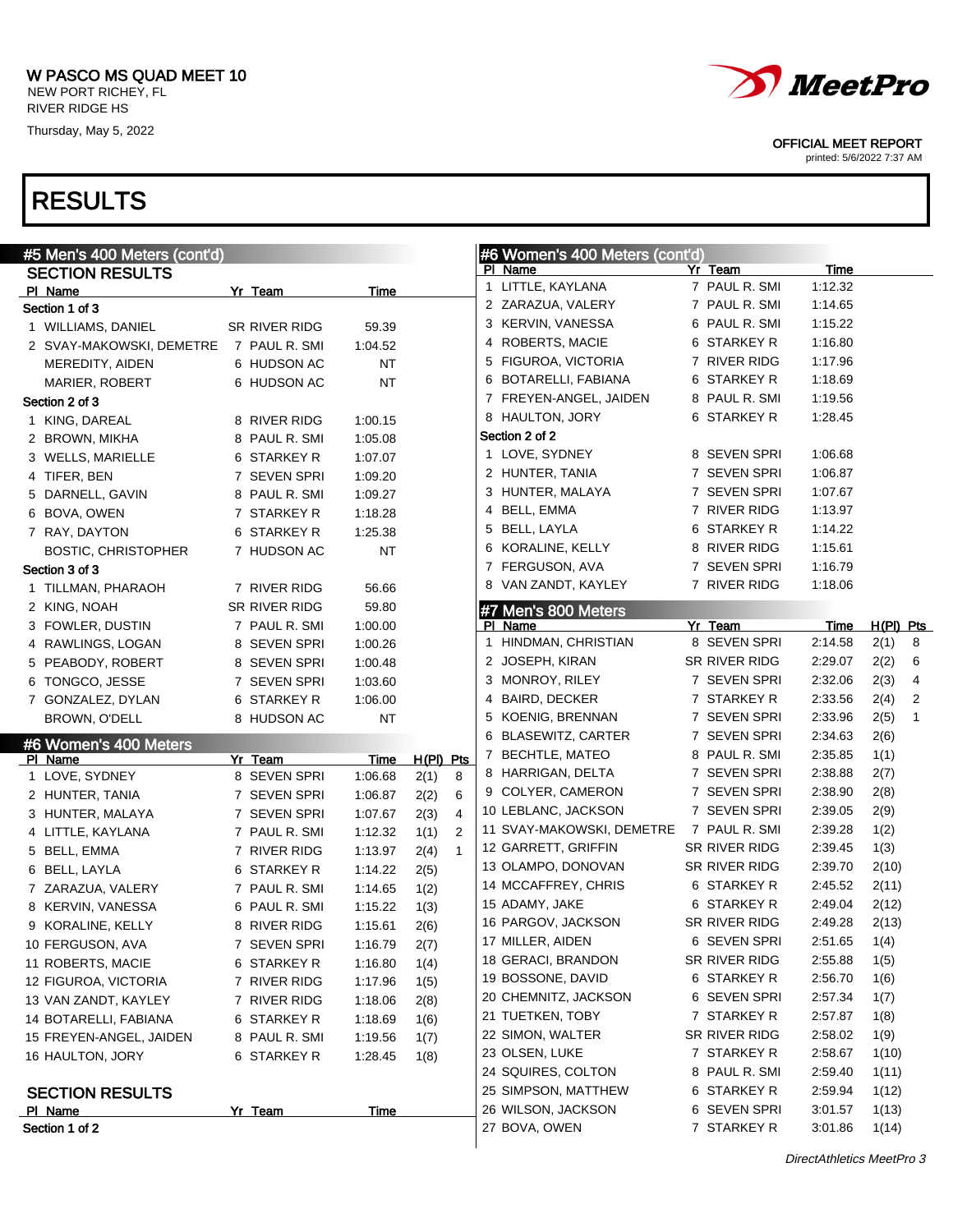# W PASCO MS QUAD MEET 10

NEW PORT RICHEY, FL
RIVER RIDGE HS
Thursday, May 5, 2022

OFFICIAL MEET REPORT
printed: 5/6/2022 7:37 AM

# RESULTS

## #5 Men's 400 Meters (cont'd)

### SECTION RESULTS

| Pl | Name | Yr | Team | Time |
|---|---|---|---|---|
| **Section 1 of 3** | | | | |
| 1 | WILLIAMS, DANIEL | SR | RIVER RIDG | 59.39 |
| 2 | SVAY-MAKOWSKI, DEMETRE | 7 | PAUL R. SMI | 1:04.52 |
| | MEREDITY, AIDEN | 6 | HUDSON AC | NT |
| | MARIER, ROBERT | 6 | HUDSON AC | NT |
| **Section 2 of 3** | | | | |
| 1 | KING, DAREAL | 8 | RIVER RIDG | 1:00.15 |
| 2 | BROWN, MIKHA | 8 | PAUL R. SMI | 1:05.08 |
| 3 | WELLS, MARIELLE | 6 | STARKEY R | 1:07.07 |
| 4 | TIFER, BEN | 7 | SEVEN SPRI | 1:09.20 |
| 5 | DARNELL, GAVIN | 8 | PAUL R. SMI | 1:09.27 |
| 6 | BOVA, OWEN | 7 | STARKEY R | 1:18.28 |
| 7 | RAY, DAYTON | 6 | STARKEY R | 1:25.38 |
| | BOSTIC, CHRISTOPHER | 7 | HUDSON AC | NT |
| **Section 3 of 3** | | | | |
| 1 | TILLMAN, PHARAOH | 7 | RIVER RIDG | 56.66 |
| 2 | KING, NOAH | SR | RIVER RIDG | 59.80 |
| 3 | FOWLER, DUSTIN | 7 | PAUL R. SMI | 1:00.00 |
| 4 | RAWLINGS, LOGAN | 8 | SEVEN SPRI | 1:00.26 |
| 5 | PEABODY, ROBERT | 8 | SEVEN SPRI | 1:00.48 |
| 6 | TONGCO, JESSE | 7 | SEVEN SPRI | 1:03.60 |
| 7 | GONZALEZ, DYLAN | 6 | STARKEY R | 1:06.00 |
| | BROWN, O'DELL | 8 | HUDSON AC | NT |

## #6 Women's 400 Meters

| Pl | Name | Yr | Team | Time | H(Pl) | Pts |
|---|---|---|---|---|---|---|
| 1 | LOVE, SYDNEY | 8 | SEVEN SPRI | 1:06.68 | 2(1) | 8 |
| 2 | HUNTER, TANIA | 7 | SEVEN SPRI | 1:06.87 | 2(2) | 6 |
| 3 | HUNTER, MALAYA | 7 | SEVEN SPRI | 1:07.67 | 2(3) | 4 |
| 4 | LITTLE, KAYLANA | 7 | PAUL R. SMI | 1:12.32 | 1(1) | 2 |
| 5 | BELL, EMMA | 7 | RIVER RIDG | 1:13.97 | 2(4) | 1 |
| 6 | BELL, LAYLA | 6 | STARKEY R | 1:14.22 | 2(5) | |
| 7 | ZARAZUA, VALERY | 7 | PAUL R. SMI | 1:14.65 | 1(2) | |
| 8 | KERVIN, VANESSA | 6 | PAUL R. SMI | 1:15.22 | 1(3) | |
| 9 | KORALINE, KELLY | 8 | RIVER RIDG | 1:15.61 | 2(6) | |
| 10 | FERGUSON, AVA | 7 | SEVEN SPRI | 1:16.79 | 2(7) | |
| 11 | ROBERTS, MACIE | 6 | STARKEY R | 1:16.80 | 1(4) | |
| 12 | FIGUROA, VICTORIA | 7 | RIVER RIDG | 1:17.96 | 1(5) | |
| 13 | VAN ZANDT, KAYLEY | 7 | RIVER RIDG | 1:18.06 | 2(8) | |
| 14 | BOTARELLI, FABIANA | 6 | STARKEY R | 1:18.69 | 1(6) | |
| 15 | FREYEN-ANGEL, JAIDEN | 8 | PAUL R. SMI | 1:19.56 | 1(7) | |
| 16 | HAULTON, JORY | 6 | STARKEY R | 1:28.45 | 1(8) | |

### SECTION RESULTS

| Pl | Name | Yr | Team | Time |
|---|---|---|---|---|
| **Section 1 of 2** | | | | |
| 1 | LITTLE, KAYLANA | 7 | PAUL R. SMI | 1:12.32 |
| 2 | ZARAZUA, VALERY | 7 | PAUL R. SMI | 1:14.65 |
| 3 | KERVIN, VANESSA | 6 | PAUL R. SMI | 1:15.22 |
| 4 | ROBERTS, MACIE | 6 | STARKEY R | 1:16.80 |
| 5 | FIGUROA, VICTORIA | 7 | RIVER RIDG | 1:17.96 |
| 6 | BOTARELLI, FABIANA | 6 | STARKEY R | 1:18.69 |
| 7 | FREYEN-ANGEL, JAIDEN | 8 | PAUL R. SMI | 1:19.56 |
| 8 | HAULTON, JORY | 6 | STARKEY R | 1:28.45 |
| **Section 2 of 2** | | | | |
| 1 | LOVE, SYDNEY | 8 | SEVEN SPRI | 1:06.68 |
| 2 | HUNTER, TANIA | 7 | SEVEN SPRI | 1:06.87 |
| 3 | HUNTER, MALAYA | 7 | SEVEN SPRI | 1:07.67 |
| 4 | BELL, EMMA | 7 | RIVER RIDG | 1:13.97 |
| 5 | BELL, LAYLA | 6 | STARKEY R | 1:14.22 |
| 6 | KORALINE, KELLY | 8 | RIVER RIDG | 1:15.61 |
| 7 | FERGUSON, AVA | 7 | SEVEN SPRI | 1:16.79 |
| 8 | VAN ZANDT, KAYLEY | 7 | RIVER RIDG | 1:18.06 |

## #7 Men's 800 Meters

| Pl | Name | Yr | Team | Time | H(Pl) | Pts |
|---|---|---|---|---|---|---|
| 1 | HINDMAN, CHRISTIAN | 8 | SEVEN SPRI | 2:14.58 | 2(1) | 8 |
| 2 | JOSEPH, KIRAN | SR | RIVER RIDG | 2:29.07 | 2(2) | 6 |
| 3 | MONROY, RILEY | 7 | SEVEN SPRI | 2:32.06 | 2(3) | 4 |
| 4 | BAIRD, DECKER | 7 | STARKEY R | 2:33.56 | 2(4) | 2 |
| 5 | KOENIG, BRENNAN | 7 | SEVEN SPRI | 2:33.96 | 2(5) | 1 |
| 6 | BLASEWITZ, CARTER | 7 | SEVEN SPRI | 2:34.63 | 2(6) | |
| 7 | BECHTLE, MATEO | 8 | PAUL R. SMI | 2:35.85 | 1(1) | |
| 8 | HARRIGAN, DELTA | 7 | SEVEN SPRI | 2:38.88 | 2(7) | |
| 9 | COLYER, CAMERON | 7 | SEVEN SPRI | 2:38.90 | 2(8) | |
| 10 | LEBLANC, JACKSON | 7 | SEVEN SPRI | 2:39.05 | 2(9) | |
| 11 | SVAY-MAKOWSKI, DEMETRE | 7 | PAUL R. SMI | 2:39.28 | 1(2) | |
| 12 | GARRETT, GRIFFIN | SR | RIVER RIDG | 2:39.45 | 1(3) | |
| 13 | OLAMPO, DONOVAN | SR | RIVER RIDG | 2:39.70 | 2(10) | |
| 14 | MCCAFFREY, CHRIS | 6 | STARKEY R | 2:45.52 | 2(11) | |
| 15 | ADAMY, JAKE | 6 | STARKEY R | 2:49.04 | 2(12) | |
| 16 | PARGOV, JACKSON | SR | RIVER RIDG | 2:49.28 | 2(13) | |
| 17 | MILLER, AIDEN | 6 | SEVEN SPRI | 2:51.65 | 1(4) | |
| 18 | GERACI, BRANDON | SR | RIVER RIDG | 2:55.88 | 1(5) | |
| 19 | BOSSONE, DAVID | 6 | STARKEY R | 2:56.70 | 1(6) | |
| 20 | CHEMNITZ, JACKSON | 6 | SEVEN SPRI | 2:57.34 | 1(7) | |
| 21 | TUETKEN, TOBY | 7 | STARKEY R | 2:57.87 | 1(8) | |
| 22 | SIMON, WALTER | SR | RIVER RIDG | 2:58.02 | 1(9) | |
| 23 | OLSEN, LUKE | 7 | STARKEY R | 2:58.67 | 1(10) | |
| 24 | SQUIRES, COLTON | 8 | PAUL R. SMI | 2:59.40 | 1(11) | |
| 25 | SIMPSON, MATTHEW | 6 | STARKEY R | 2:59.94 | 1(12) | |
| 26 | WILSON, JACKSON | 6 | SEVEN SPRI | 3:01.57 | 1(13) | |
| 27 | BOVA, OWEN | 7 | STARKEY R | 3:01.86 | 1(14) | |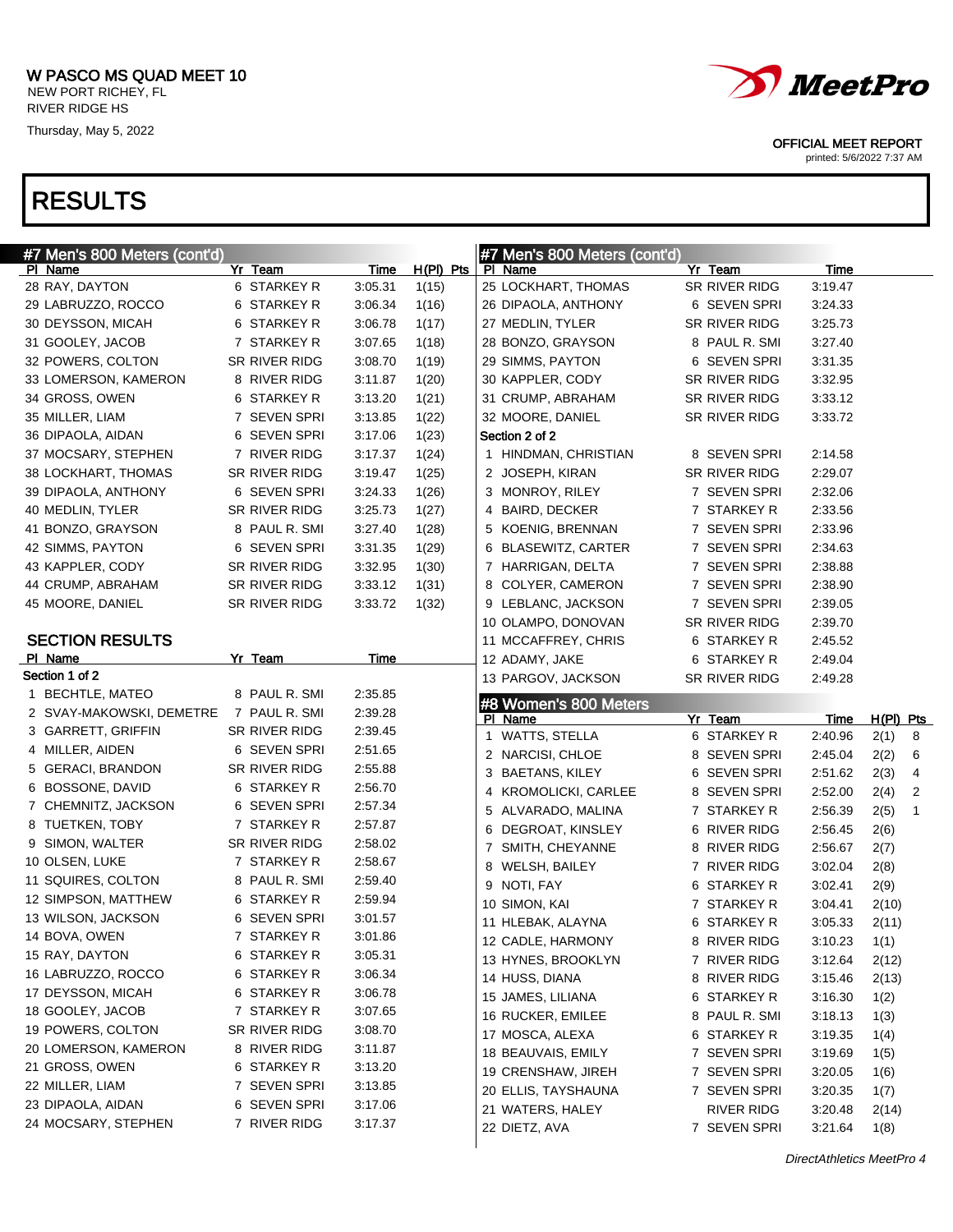W PASCO MS QUAD MEET 10
NEW PORT RICHEY, FL
RIVER RIDGE HS
Thursday, May 5, 2022

OFFICIAL MEET REPORT
printed: 5/6/2022 7:37 AM

# RESULTS

## #7 Men's 800 Meters (cont'd)

| Pl | Name | Yr | Team | Time | H(Pl) | Pts |
|---|---|---|---|---|---|---|
| 28 | RAY, DAYTON | 6 | STARKEY R | 3:05.31 | 1(15) | |
| 29 | LABRUZZO, ROCCO | 6 | STARKEY R | 3:06.34 | 1(16) | |
| 30 | DEYSSON, MICAH | 6 | STARKEY R | 3:06.78 | 1(17) | |
| 31 | GOOLEY, JACOB | 7 | STARKEY R | 3:07.65 | 1(18) | |
| 32 | POWERS, COLTON | SR | RIVER RIDG | 3:08.70 | 1(19) | |
| 33 | LOMERSON, KAMERON | 8 | RIVER RIDG | 3:11.87 | 1(20) | |
| 34 | GROSS, OWEN | 6 | STARKEY R | 3:13.20 | 1(21) | |
| 35 | MILLER, LIAM | 7 | SEVEN SPRI | 3:13.85 | 1(22) | |
| 36 | DIPAOLA, AIDAN | 6 | SEVEN SPRI | 3:17.06 | 1(23) | |
| 37 | MOCSARY, STEPHEN | 7 | RIVER RIDG | 3:17.37 | 1(24) | |
| 38 | LOCKHART, THOMAS | SR | RIVER RIDG | 3:19.47 | 1(25) | |
| 39 | DIPAOLA, ANTHONY | 6 | SEVEN SPRI | 3:24.33 | 1(26) | |
| 40 | MEDLIN, TYLER | SR | RIVER RIDG | 3:25.73 | 1(27) | |
| 41 | BONZO, GRAYSON | 8 | PAUL R. SMI | 3:27.40 | 1(28) | |
| 42 | SIMMS, PAYTON | 6 | SEVEN SPRI | 3:31.35 | 1(29) | |
| 43 | KAPPLER, CODY | SR | RIVER RIDG | 3:32.95 | 1(30) | |
| 44 | CRUMP, ABRAHAM | SR | RIVER RIDG | 3:33.12 | 1(31) | |
| 45 | MOORE, DANIEL | SR | RIVER RIDG | 3:33.72 | 1(32) | |

### SECTION RESULTS

| Pl | Name | Yr | Team | Time |
|---|---|---|---|---|
| **Section 1 of 2** | | | | |
| 1 | BECHTLE, MATEO | 8 | PAUL R. SMI | 2:35.85 |
| 2 | SVAY-MAKOWSKI, DEMETRE | 7 | PAUL R. SMI | 2:39.28 |
| 3 | GARRETT, GRIFFIN | SR | RIVER RIDG | 2:39.45 |
| 4 | MILLER, AIDEN | 6 | SEVEN SPRI | 2:51.65 |
| 5 | GERACI, BRANDON | SR | RIVER RIDG | 2:55.88 |
| 6 | BOSSONE, DAVID | 6 | STARKEY R | 2:56.70 |
| 7 | CHEMNITZ, JACKSON | 6 | SEVEN SPRI | 2:57.34 |
| 8 | TUETKEN, TOBY | 7 | STARKEY R | 2:57.87 |
| 9 | SIMON, WALTER | SR | RIVER RIDG | 2:58.02 |
| 10 | OLSEN, LUKE | 7 | STARKEY R | 2:58.67 |
| 11 | SQUIRES, COLTON | 8 | PAUL R. SMI | 2:59.40 |
| 12 | SIMPSON, MATTHEW | 6 | STARKEY R | 2:59.94 |
| 13 | WILSON, JACKSON | 6 | SEVEN SPRI | 3:01.57 |
| 14 | BOVA, OWEN | 7 | STARKEY R | 3:01.86 |
| 15 | RAY, DAYTON | 6 | STARKEY R | 3:05.31 |
| 16 | LABRUZZO, ROCCO | 6 | STARKEY R | 3:06.34 |
| 17 | DEYSSON, MICAH | 6 | STARKEY R | 3:06.78 |
| 18 | GOOLEY, JACOB | 7 | STARKEY R | 3:07.65 |
| 19 | POWERS, COLTON | SR | RIVER RIDG | 3:08.70 |
| 20 | LOMERSON, KAMERON | 8 | RIVER RIDG | 3:11.87 |
| 21 | GROSS, OWEN | 6 | STARKEY R | 3:13.20 |
| 22 | MILLER, LIAM | 7 | SEVEN SPRI | 3:13.85 |
| 23 | DIPAOLA, AIDAN | 6 | SEVEN SPRI | 3:17.06 |
| 24 | MOCSARY, STEPHEN | 7 | RIVER RIDG | 3:17.37 |
| 25 | LOCKHART, THOMAS | SR | RIVER RIDG | 3:19.47 |
| 26 | DIPAOLA, ANTHONY | 6 | SEVEN SPRI | 3:24.33 |
| 27 | MEDLIN, TYLER | SR | RIVER RIDG | 3:25.73 |
| 28 | BONZO, GRAYSON | 8 | PAUL R. SMI | 3:27.40 |
| 29 | SIMMS, PAYTON | 6 | SEVEN SPRI | 3:31.35 |
| 30 | KAPPLER, CODY | SR | RIVER RIDG | 3:32.95 |
| 31 | CRUMP, ABRAHAM | SR | RIVER RIDG | 3:33.12 |
| 32 | MOORE, DANIEL | SR | RIVER RIDG | 3:33.72 |
| **Section 2 of 2** | | | | |
| 1 | HINDMAN, CHRISTIAN | 8 | SEVEN SPRI | 2:14.58 |
| 2 | JOSEPH, KIRAN | SR | RIVER RIDG | 2:29.07 |
| 3 | MONROY, RILEY | 7 | SEVEN SPRI | 2:32.06 |
| 4 | BAIRD, DECKER | 7 | STARKEY R | 2:33.56 |
| 5 | KOENIG, BRENNAN | 7 | SEVEN SPRI | 2:33.96 |
| 6 | BLASEWITZ, CARTER | 7 | SEVEN SPRI | 2:34.63 |
| 7 | HARRIGAN, DELTA | 7 | SEVEN SPRI | 2:38.88 |
| 8 | COLYER, CAMERON | 7 | SEVEN SPRI | 2:38.90 |
| 9 | LEBLANC, JACKSON | 7 | SEVEN SPRI | 2:39.05 |
| 10 | OLAMPO, DONOVAN | SR | RIVER RIDG | 2:39.70 |
| 11 | MCCAFFREY, CHRIS | 6 | STARKEY R | 2:45.52 |
| 12 | ADAMY, JAKE | 6 | STARKEY R | 2:49.04 |
| 13 | PARGOV, JACKSON | SR | RIVER RIDG | 2:49.28 |

## #8 Women's 800 Meters

| Pl | Name | Yr | Team | Time | H(Pl) | Pts |
|---|---|---|---|---|---|---|
| 1 | WATTS, STELLA | 6 | STARKEY R | 2:40.96 | 2(1) | 8 |
| 2 | NARCISI, CHLOE | 8 | SEVEN SPRI | 2:45.04 | 2(2) | 6 |
| 3 | BAETANS, KILEY | 6 | SEVEN SPRI | 2:51.62 | 2(3) | 4 |
| 4 | KROMOLICKI, CARLEE | 8 | SEVEN SPRI | 2:52.00 | 2(4) | 2 |
| 5 | ALVARADO, MALINA | 7 | STARKEY R | 2:56.39 | 2(5) | 1 |
| 6 | DEGROAT, KINSLEY | 6 | RIVER RIDG | 2:56.45 | 2(6) | |
| 7 | SMITH, CHEYANNE | 8 | RIVER RIDG | 2:56.67 | 2(7) | |
| 8 | WELSH, BAILEY | 7 | RIVER RIDG | 3:02.04 | 2(8) | |
| 9 | NOTI, FAY | 6 | STARKEY R | 3:02.41 | 2(9) | |
| 10 | SIMON, KAI | 7 | STARKEY R | 3:04.41 | 2(10) | |
| 11 | HLEBAK, ALAYNA | 6 | STARKEY R | 3:05.33 | 2(11) | |
| 12 | CADLE, HARMONY | 8 | RIVER RIDG | 3:10.23 | 1(1) | |
| 13 | HYNES, BROOKLYN | 7 | RIVER RIDG | 3:12.64 | 2(12) | |
| 14 | HUSS, DIANA | 8 | RIVER RIDG | 3:15.46 | 2(13) | |
| 15 | JAMES, LILIANA | 6 | STARKEY R | 3:16.30 | 1(2) | |
| 16 | RUCKER, EMILEE | 8 | PAUL R. SMI | 3:18.13 | 1(3) | |
| 17 | MOSCA, ALEXA | 6 | STARKEY R | 3:19.35 | 1(4) | |
| 18 | BEAUVAIS, EMILY | 7 | SEVEN SPRI | 3:19.69 | 1(5) | |
| 19 | CRENSHAW, JIREH | 7 | SEVEN SPRI | 3:20.05 | 1(6) | |
| 20 | ELLIS, TAYSHAUNA | 7 | SEVEN SPRI | 3:20.35 | 1(7) | |
| 21 | WATERS, HALEY | | RIVER RIDG | 3:20.48 | 2(14) | |
| 22 | DIETZ, AVA | 7 | SEVEN SPRI | 3:21.64 | 1(8) | |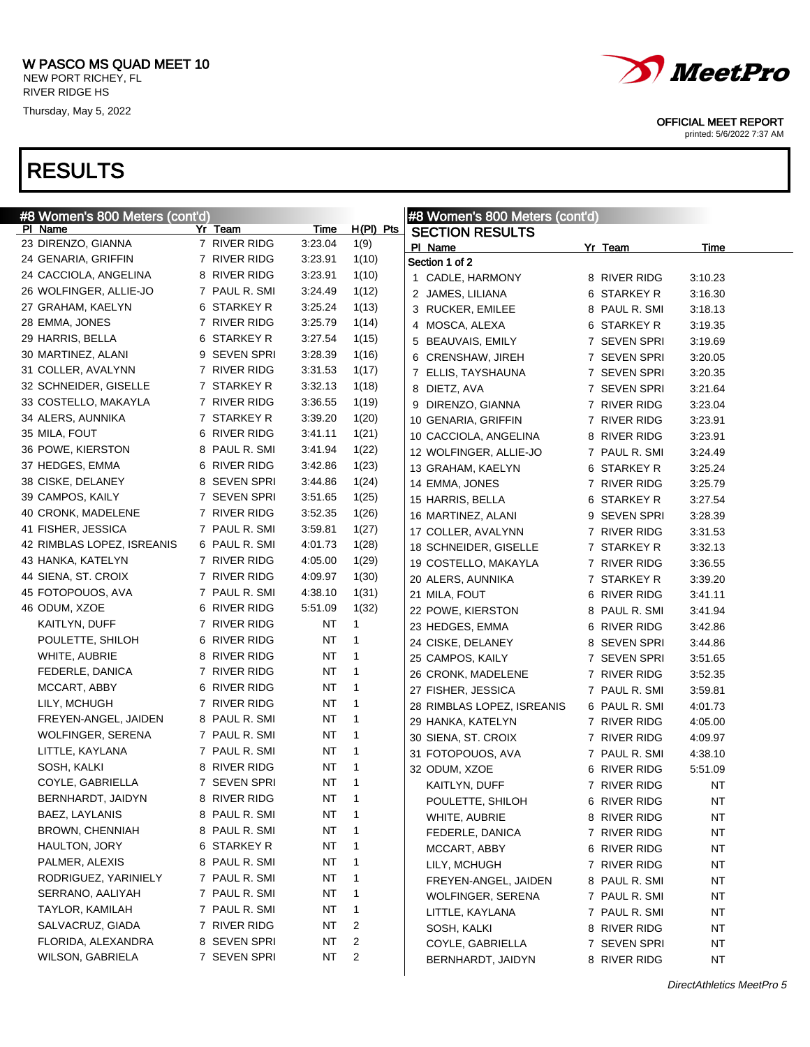# W PASCO MS QUAD MEET 10

NEW PORT RICHEY, FL
RIVER RIDGE HS
Thursday, May 5, 2022

OFFICIAL MEET REPORT
printed: 5/6/2022 7:37 AM

# RESULTS

## #8 Women's 800 Meters (cont'd)

| Pl | Name | Yr | Team | Time | H(Pl) | Pts |
|---|---|---|---|---|---|---|
| 23 | DIRENZO, GIANNA | 7 | RIVER RIDG | 3:23.04 | 1(9) | |
| 24 | GENARIA, GRIFFIN | 7 | RIVER RIDG | 3:23.91 | 1(10) | |
| 24 | CACCIOLA, ANGELINA | 8 | RIVER RIDG | 3:23.91 | 1(10) | |
| 26 | WOLFINGER, ALLIE-JO | 7 | PAUL R. SMI | 3:24.49 | 1(12) | |
| 27 | GRAHAM, KAELYN | 6 | STARKEY R | 3:25.24 | 1(13) | |
| 28 | EMMA, JONES | 7 | RIVER RIDG | 3:25.79 | 1(14) | |
| 29 | HARRIS, BELLA | 6 | STARKEY R | 3:27.54 | 1(15) | |
| 30 | MARTINEZ, ALANI | 9 | SEVEN SPRI | 3:28.39 | 1(16) | |
| 31 | COLLER, AVALYNN | 7 | RIVER RIDG | 3:31.53 | 1(17) | |
| 32 | SCHNEIDER, GISELLE | 7 | STARKEY R | 3:32.13 | 1(18) | |
| 33 | COSTELLO, MAKAYLA | 7 | RIVER RIDG | 3:36.55 | 1(19) | |
| 34 | ALERS, AUNNIKA | 7 | STARKEY R | 3:39.20 | 1(20) | |
| 35 | MILA, FOUT | 6 | RIVER RIDG | 3:41.11 | 1(21) | |
| 36 | POWE, KIERSTON | 8 | PAUL R. SMI | 3:41.94 | 1(22) | |
| 37 | HEDGES, EMMA | 6 | RIVER RIDG | 3:42.86 | 1(23) | |
| 38 | CISKE, DELANEY | 8 | SEVEN SPRI | 3:44.86 | 1(24) | |
| 39 | CAMPOS, KAILY | 7 | SEVEN SPRI | 3:51.65 | 1(25) | |
| 40 | CRONK, MADELENE | 7 | RIVER RIDG | 3:52.35 | 1(26) | |
| 41 | FISHER, JESSICA | 7 | PAUL R. SMI | 3:59.81 | 1(27) | |
| 42 | RIMBLAS LOPEZ, ISREANIS | 6 | PAUL R. SMI | 4:01.73 | 1(28) | |
| 43 | HANKA, KATELYN | 7 | RIVER RIDG | 4:05.00 | 1(29) | |
| 44 | SIENA, ST. CROIX | 7 | RIVER RIDG | 4:09.97 | 1(30) | |
| 45 | FOTOPOUOS, AVA | 7 | PAUL R. SMI | 4:38.10 | 1(31) | |
| 46 | ODUM, XZOE | 6 | RIVER RIDG | 5:51.09 | 1(32) | |
| | KAITLYN, DUFF | 7 | RIVER RIDG | NT | 1 | |
| | POULETTE, SHILOH | 6 | RIVER RIDG | NT | 1 | |
| | WHITE, AUBRIE | 8 | RIVER RIDG | NT | 1 | |
| | FEDERLE, DANICA | 7 | RIVER RIDG | NT | 1 | |
| | MCCART, ABBY | 6 | RIVER RIDG | NT | 1 | |
| | LILY, MCHUGH | 7 | RIVER RIDG | NT | 1 | |
| | FREYEN-ANGEL, JAIDEN | 8 | PAUL R. SMI | NT | 1 | |
| | WOLFINGER, SERENA | 7 | PAUL R. SMI | NT | 1 | |
| | LITTLE, KAYLANA | 7 | PAUL R. SMI | NT | 1 | |
| | SOSH, KALKI | 8 | RIVER RIDG | NT | 1 | |
| | COYLE, GABRIELLA | 7 | SEVEN SPRI | NT | 1 | |
| | BERNHARDT, JAIDYN | 8 | RIVER RIDG | NT | 1 | |
| | BAEZ, LAYLANIS | 8 | PAUL R. SMI | NT | 1 | |
| | BROWN, CHENNIAH | 8 | PAUL R. SMI | NT | 1 | |
| | HAULTON, JORY | 6 | STARKEY R | NT | 1 | |
| | PALMER, ALEXIS | 8 | PAUL R. SMI | NT | 1 | |
| | RODRIGUEZ, YARINIELY | 7 | PAUL R. SMI | NT | 1 | |
| | SERRANO, AALIYAH | 7 | PAUL R. SMI | NT | 1 | |
| | TAYLOR, KAMILAH | 7 | PAUL R. SMI | NT | 1 | |
| | SALVACRUZ, GIADA | 7 | RIVER RIDG | NT | 2 | |
| | FLORIDA, ALEXANDRA | 8 | SEVEN SPRI | NT | 2 | |
| | WILSON, GABRIELA | 7 | SEVEN SPRI | NT | 2 | |

## #8 Women's 800 Meters (cont'd)

### SECTION RESULTS

**Section 1 of 2**

| Pl | Name | Yr | Team | Time |
|---|---|---|---|---|
| 1 | CADLE, HARMONY | 8 | RIVER RIDG | 3:10.23 |
| 2 | JAMES, LILIANA | 6 | STARKEY R | 3:16.30 |
| 3 | RUCKER, EMILEE | 8 | PAUL R. SMI | 3:18.13 |
| 4 | MOSCA, ALEXA | 6 | STARKEY R | 3:19.35 |
| 5 | BEAUVAIS, EMILY | 7 | SEVEN SPRI | 3:19.69 |
| 6 | CRENSHAW, JIREH | 7 | SEVEN SPRI | 3:20.05 |
| 7 | ELLIS, TAYSHAUNA | 7 | SEVEN SPRI | 3:20.35 |
| 8 | DIETZ, AVA | 7 | SEVEN SPRI | 3:21.64 |
| 9 | DIRENZO, GIANNA | 7 | RIVER RIDG | 3:23.04 |
| 10 | GENARIA, GRIFFIN | 7 | RIVER RIDG | 3:23.91 |
| 10 | CACCIOLA, ANGELINA | 8 | RIVER RIDG | 3:23.91 |
| 12 | WOLFINGER, ALLIE-JO | 7 | PAUL R. SMI | 3:24.49 |
| 13 | GRAHAM, KAELYN | 6 | STARKEY R | 3:25.24 |
| 14 | EMMA, JONES | 7 | RIVER RIDG | 3:25.79 |
| 15 | HARRIS, BELLA | 6 | STARKEY R | 3:27.54 |
| 16 | MARTINEZ, ALANI | 9 | SEVEN SPRI | 3:28.39 |
| 17 | COLLER, AVALYNN | 7 | RIVER RIDG | 3:31.53 |
| 18 | SCHNEIDER, GISELLE | 7 | STARKEY R | 3:32.13 |
| 19 | COSTELLO, MAKAYLA | 7 | RIVER RIDG | 3:36.55 |
| 20 | ALERS, AUNNIKA | 7 | STARKEY R | 3:39.20 |
| 21 | MILA, FOUT | 6 | RIVER RIDG | 3:41.11 |
| 22 | POWE, KIERSTON | 8 | PAUL R. SMI | 3:41.94 |
| 23 | HEDGES, EMMA | 6 | RIVER RIDG | 3:42.86 |
| 24 | CISKE, DELANEY | 8 | SEVEN SPRI | 3:44.86 |
| 25 | CAMPOS, KAILY | 7 | SEVEN SPRI | 3:51.65 |
| 26 | CRONK, MADELENE | 7 | RIVER RIDG | 3:52.35 |
| 27 | FISHER, JESSICA | 7 | PAUL R. SMI | 3:59.81 |
| 28 | RIMBLAS LOPEZ, ISREANIS | 6 | PAUL R. SMI | 4:01.73 |
| 29 | HANKA, KATELYN | 7 | RIVER RIDG | 4:05.00 |
| 30 | SIENA, ST. CROIX | 7 | RIVER RIDG | 4:09.97 |
| 31 | FOTOPOUOS, AVA | 7 | PAUL R. SMI | 4:38.10 |
| 32 | ODUM, XZOE | 6 | RIVER RIDG | 5:51.09 |
| | KAITLYN, DUFF | 7 | RIVER RIDG | NT |
| | POULETTE, SHILOH | 6 | RIVER RIDG | NT |
| | WHITE, AUBRIE | 8 | RIVER RIDG | NT |
| | FEDERLE, DANICA | 7 | RIVER RIDG | NT |
| | MCCART, ABBY | 6 | RIVER RIDG | NT |
| | LILY, MCHUGH | 7 | RIVER RIDG | NT |
| | FREYEN-ANGEL, JAIDEN | 8 | PAUL R. SMI | NT |
| | WOLFINGER, SERENA | 7 | PAUL R. SMI | NT |
| | LITTLE, KAYLANA | 7 | PAUL R. SMI | NT |
| | SOSH, KALKI | 8 | RIVER RIDG | NT |
| | COYLE, GABRIELLA | 7 | SEVEN SPRI | NT |
| | BERNHARDT, JAIDYN | 8 | RIVER RIDG | NT |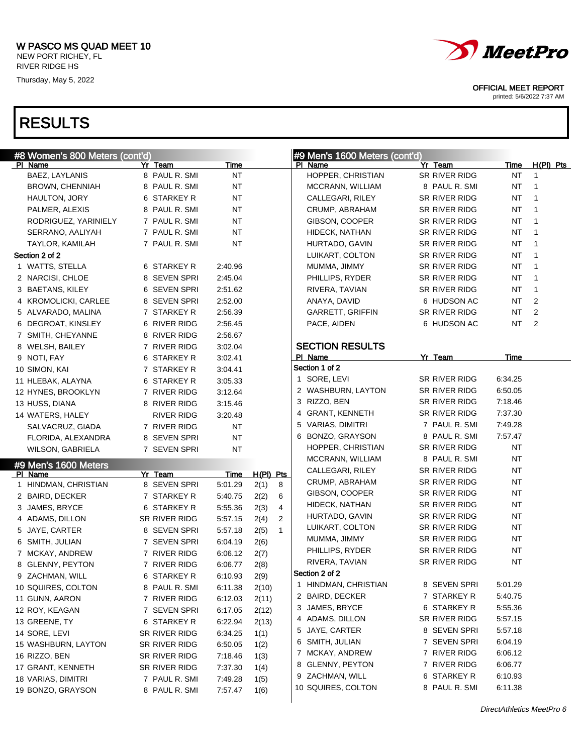W PASCO MS QUAD MEET 10
NEW PORT RICHEY, FL
RIVER RIDGE HS
Thursday, May 5, 2022

OFFICIAL MEET REPORT
printed: 5/6/2022 7:37 AM

# RESULTS

## #8 Women's 800 Meters (cont'd)

| Pl | Name | Yr | Team | Time |
|---|---|---|---|---|
| | BAEZ, LAYLANIS | 8 | PAUL R. SMI | NT |
| | BROWN, CHENNIAH | 8 | PAUL R. SMI | NT |
| | HAULTON, JORY | 6 | STARKEY R | NT |
| | PALMER, ALEXIS | 8 | PAUL R. SMI | NT |
| | RODRIGUEZ, YARINIELY | 7 | PAUL R. SMI | NT |
| | SERRANO, AALIYAH | 7 | PAUL R. SMI | NT |
| | TAYLOR, KAMILAH | 7 | PAUL R. SMI | NT |
| **Section 2 of 2** | | | | |
| 1 | WATTS, STELLA | 6 | STARKEY R | 2:40.96 |
| 2 | NARCISI, CHLOE | 8 | SEVEN SPRI | 2:45.04 |
| 3 | BAETANS, KILEY | 6 | SEVEN SPRI | 2:51.62 |
| 4 | KROMOLICKI, CARLEE | 8 | SEVEN SPRI | 2:52.00 |
| 5 | ALVARADO, MALINA | 7 | STARKEY R | 2:56.39 |
| 6 | DEGROAT, KINSLEY | 6 | RIVER RIDG | 2:56.45 |
| 7 | SMITH, CHEYANNE | 8 | RIVER RIDG | 2:56.67 |
| 8 | WELSH, BAILEY | 7 | RIVER RIDG | 3:02.04 |
| 9 | NOTI, FAY | 6 | STARKEY R | 3:02.41 |
| 10 | SIMON, KAI | 7 | STARKEY R | 3:04.41 |
| 11 | HLEBAK, ALAYNA | 6 | STARKEY R | 3:05.33 |
| 12 | HYNES, BROOKLYN | 7 | RIVER RIDG | 3:12.64 |
| 13 | HUSS, DIANA | 8 | RIVER RIDG | 3:15.46 |
| 14 | WATERS, HALEY | | RIVER RIDG | 3:20.48 |
| | SALVACRUZ, GIADA | 7 | RIVER RIDG | NT |
| | FLORIDA, ALEXANDRA | 8 | SEVEN SPRI | NT |
| | WILSON, GABRIELA | 7 | SEVEN SPRI | NT |

## #9 Men's 1600 Meters

| Pl | Name | Yr | Team | Time | H(Pl) | Pts |
|---|---|---|---|---|---|---|
| 1 | HINDMAN, CHRISTIAN | 8 | SEVEN SPRI | 5:01.29 | 2(1) | 8 |
| 2 | BAIRD, DECKER | 7 | STARKEY R | 5:40.75 | 2(2) | 6 |
| 3 | JAMES, BRYCE | 6 | STARKEY R | 5:55.36 | 2(3) | 4 |
| 4 | ADAMS, DILLON | SR | RIVER RIDG | 5:57.15 | 2(4) | 2 |
| 5 | JAYE, CARTER | 8 | SEVEN SPRI | 5:57.18 | 2(5) | 1 |
| 6 | SMITH, JULIAN | 7 | SEVEN SPRI | 6:04.19 | 2(6) | |
| 7 | MCKAY, ANDREW | 7 | RIVER RIDG | 6:06.12 | 2(7) | |
| 8 | GLENNY, PEYTON | 7 | RIVER RIDG | 6:06.77 | 2(8) | |
| 9 | ZACHMAN, WILL | 6 | STARKEY R | 6:10.93 | 2(9) | |
| 10 | SQUIRES, COLTON | 8 | PAUL R. SMI | 6:11.38 | 2(10) | |
| 11 | GUNN, AARON | 7 | RIVER RIDG | 6:12.03 | 2(11) | |
| 12 | ROY, KEAGAN | 7 | SEVEN SPRI | 6:17.05 | 2(12) | |
| 13 | GREENE, TY | 6 | STARKEY R | 6:22.94 | 2(13) | |
| 14 | SORE, LEVI | SR | RIVER RIDG | 6:34.25 | 1(1) | |
| 15 | WASHBURN, LAYTON | SR | RIVER RIDG | 6:50.05 | 1(2) | |
| 16 | RIZZO, BEN | SR | RIVER RIDG | 7:18.46 | 1(3) | |
| 17 | GRANT, KENNETH | SR | RIVER RIDG | 7:37.30 | 1(4) | |
| 18 | VARIAS, DIMITRI | 7 | PAUL R. SMI | 7:49.28 | 1(5) | |
| 19 | BONZO, GRAYSON | 8 | PAUL R. SMI | 7:57.47 | 1(6) | |
| | HOPPER, CHRISTIAN | SR | RIVER RIDG | NT | 1 | |
| | MCCRANN, WILLIAM | 8 | PAUL R. SMI | NT | 1 | |
| | CALLEGARI, RILEY | SR | RIVER RIDG | NT | 1 | |
| | CRUMP, ABRAHAM | SR | RIVER RIDG | NT | 1 | |
| | GIBSON, COOPER | SR | RIVER RIDG | NT | 1 | |
| | HIDECK, NATHAN | SR | RIVER RIDG | NT | 1 | |
| | HURTADO, GAVIN | SR | RIVER RIDG | NT | 1 | |
| | LUIKART, COLTON | SR | RIVER RIDG | NT | 1 | |
| | MUMMA, JIMMY | SR | RIVER RIDG | NT | 1 | |
| | PHILLIPS, RYDER | SR | RIVER RIDG | NT | 1 | |
| | RIVERA, TAVIAN | SR | RIVER RIDG | NT | 1 | |
| | ANAYA, DAVID | 6 | HUDSON AC | NT | 2 | |
| | GARRETT, GRIFFIN | SR | RIVER RIDG | NT | 2 | |
| | PACE, AIDEN | 6 | HUDSON AC | NT | 2 | |

### SECTION RESULTS

| Pl | Name | Yr | Team | Time |
|---|---|---|---|---|
| **Section 1 of 2** | | | | |
| 1 | SORE, LEVI | SR | RIVER RIDG | 6:34.25 |
| 2 | WASHBURN, LAYTON | SR | RIVER RIDG | 6:50.05 |
| 3 | RIZZO, BEN | SR | RIVER RIDG | 7:18.46 |
| 4 | GRANT, KENNETH | SR | RIVER RIDG | 7:37.30 |
| 5 | VARIAS, DIMITRI | 7 | PAUL R. SMI | 7:49.28 |
| 6 | BONZO, GRAYSON | 8 | PAUL R. SMI | 7:57.47 |
| | HOPPER, CHRISTIAN | SR | RIVER RIDG | NT |
| | MCCRANN, WILLIAM | 8 | PAUL R. SMI | NT |
| | CALLEGARI, RILEY | SR | RIVER RIDG | NT |
| | CRUMP, ABRAHAM | SR | RIVER RIDG | NT |
| | GIBSON, COOPER | SR | RIVER RIDG | NT |
| | HIDECK, NATHAN | SR | RIVER RIDG | NT |
| | HURTADO, GAVIN | SR | RIVER RIDG | NT |
| | LUIKART, COLTON | SR | RIVER RIDG | NT |
| | MUMMA, JIMMY | SR | RIVER RIDG | NT |
| | PHILLIPS, RYDER | SR | RIVER RIDG | NT |
| | RIVERA, TAVIAN | SR | RIVER RIDG | NT |
| **Section 2 of 2** | | | | |
| 1 | HINDMAN, CHRISTIAN | 8 | SEVEN SPRI | 5:01.29 |
| 2 | BAIRD, DECKER | 7 | STARKEY R | 5:40.75 |
| 3 | JAMES, BRYCE | 6 | STARKEY R | 5:55.36 |
| 4 | ADAMS, DILLON | SR | RIVER RIDG | 5:57.15 |
| 5 | JAYE, CARTER | 8 | SEVEN SPRI | 5:57.18 |
| 6 | SMITH, JULIAN | 7 | SEVEN SPRI | 6:04.19 |
| 7 | MCKAY, ANDREW | 7 | RIVER RIDG | 6:06.12 |
| 8 | GLENNY, PEYTON | 7 | RIVER RIDG | 6:06.77 |
| 9 | ZACHMAN, WILL | 6 | STARKEY R | 6:10.93 |
| 10 | SQUIRES, COLTON | 8 | PAUL R. SMI | 6:11.38 |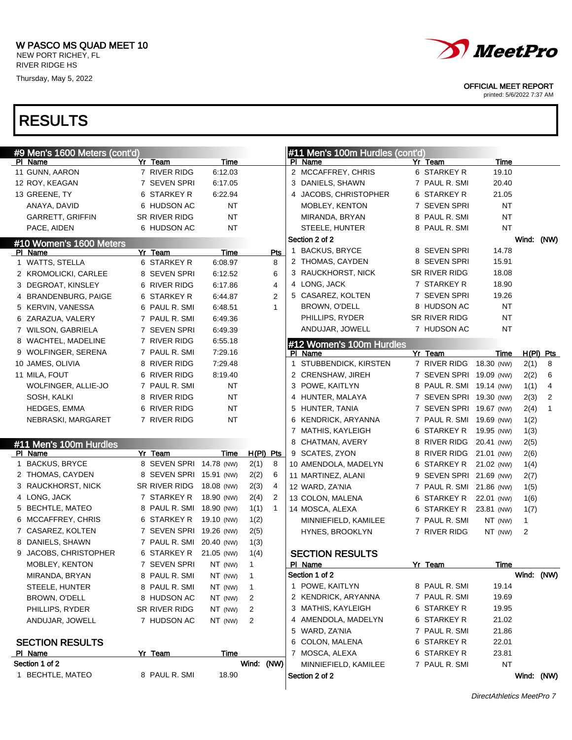W PASCO MS QUAD MEET 10
NEW PORT RICHEY, FL
RIVER RIDGE HS
Thursday, May 5, 2022

OFFICIAL MEET REPORT
printed: 5/6/2022 7:37 AM

# RESULTS

## #9 Men's 1600 Meters (cont'd)

| Pl | Name | Yr | Team | Time |
|---|---|---|---|---|
| 11 | GUNN, AARON | 7 | RIVER RIDG | 6:12.03 |
| 12 | ROY, KEAGAN | 7 | SEVEN SPRI | 6:17.05 |
| 13 | GREENE, TY | 6 | STARKEY R | 6:22.94 |
| | ANAYA, DAVID | 6 | HUDSON AC | NT |
| | GARRETT, GRIFFIN | SR | RIVER RIDG | NT |
| | PACE, AIDEN | 6 | HUDSON AC | NT |

## #10 Women's 1600 Meters

| Pl | Name | Yr | Team | Time | Pts |
|---|---|---|---|---|---|
| 1 | WATTS, STELLA | 6 | STARKEY R | 6:08.97 | 8 |
| 2 | KROMOLICKI, CARLEE | 8 | SEVEN SPRI | 6:12.52 | 6 |
| 3 | DEGROAT, KINSLEY | 6 | RIVER RIDG | 6:17.86 | 4 |
| 4 | BRANDENBURG, PAIGE | 6 | STARKEY R | 6:44.87 | 2 |
| 5 | KERVIN, VANESSA | 6 | PAUL R. SMI | 6:48.51 | 1 |
| 6 | ZARAZUA, VALERY | 7 | PAUL R. SMI | 6:49.36 | |
| 7 | WILSON, GABRIELA | 7 | SEVEN SPRI | 6:49.39 | |
| 8 | WACHTEL, MADELINE | 7 | RIVER RIDG | 6:55.18 | |
| 9 | WOLFINGER, SERENA | 7 | PAUL R. SMI | 7:29.16 | |
| 10 | JAMES, OLIVIA | 8 | RIVER RIDG | 7:29.48 | |
| 11 | MILA, FOUT | 6 | RIVER RIDG | 8:19.40 | |
| | WOLFINGER, ALLIE-JO | 7 | PAUL R. SMI | NT | |
| | SOSH, KALKI | 8 | RIVER RIDG | NT | |
| | HEDGES, EMMA | 6 | RIVER RIDG | NT | |
| | NEBRASKI, MARGARET | 7 | RIVER RIDG | NT | |

## #11 Men's 100m Hurdles

| Pl | Name | Yr | Team | Time | H(Pl) | Pts |
|---|---|---|---|---|---|---|
| 1 | BACKUS, BRYCE | 8 | SEVEN SPRI | 14.78 (NW) | 2(1) | 8 |
| 2 | THOMAS, CAYDEN | 8 | SEVEN SPRI | 15.91 (NW) | 2(2) | 6 |
| 3 | RAUCKHORST, NICK | SR | RIVER RIDG | 18.08 (NW) | 2(3) | 4 |
| 4 | LONG, JACK | 7 | STARKEY R | 18.90 (NW) | 2(4) | 2 |
| 5 | BECHTLE, MATEO | 8 | PAUL R. SMI | 18.90 (NW) | 1(1) | 1 |
| 6 | MCCAFFREY, CHRIS | 6 | STARKEY R | 19.10 (NW) | 1(2) | |
| 7 | CASAREZ, KOLTEN | 7 | SEVEN SPRI | 19.26 (NW) | 2(5) | |
| 8 | DANIELS, SHAWN | 7 | PAUL R. SMI | 20.40 (NW) | 1(3) | |
| 9 | JACOBS, CHRISTOPHER | 6 | STARKEY R | 21.05 (NW) | 1(4) | |
| | MOBLEY, KENTON | 7 | SEVEN SPRI | NT (NW) | 1 | |
| | MIRANDA, BRYAN | 8 | PAUL R. SMI | NT (NW) | 1 | |
| | STEELE, HUNTER | 8 | PAUL R. SMI | NT (NW) | 1 | |
| | BROWN, O'DELL | 8 | HUDSON AC | NT (NW) | 2 | |
| | PHILLIPS, RYDER | SR | RIVER RIDG | NT (NW) | 2 | |
| | ANDUJAR, JOWELL | 7 | HUDSON AC | NT (NW) | 2 | |

### SECTION RESULTS

Section 1 of 2 — Wind: (NW)

| Pl | Name | Yr | Team | Time |
|---|---|---|---|---|
| 1 | BECHTLE, MATEO | 8 | PAUL R. SMI | 18.90 |
| 2 | MCCAFFREY, CHRIS | 6 | STARKEY R | 19.10 |
| 3 | DANIELS, SHAWN | 7 | PAUL R. SMI | 20.40 |
| 4 | JACOBS, CHRISTOPHER | 6 | STARKEY R | 21.05 |
| | MOBLEY, KENTON | 7 | SEVEN SPRI | NT |
| | MIRANDA, BRYAN | 8 | PAUL R. SMI | NT |
| | STEELE, HUNTER | 8 | PAUL R. SMI | NT |

Section 2 of 2 — Wind: (NW)

| Pl | Name | Yr | Team | Time |
|---|---|---|---|---|
| 1 | BACKUS, BRYCE | 8 | SEVEN SPRI | 14.78 |
| 2 | THOMAS, CAYDEN | 8 | SEVEN SPRI | 15.91 |
| 3 | RAUCKHORST, NICK | SR | RIVER RIDG | 18.08 |
| 4 | LONG, JACK | 7 | STARKEY R | 18.90 |
| 5 | CASAREZ, KOLTEN | 7 | SEVEN SPRI | 19.26 |
| | BROWN, O'DELL | 8 | HUDSON AC | NT |
| | PHILLIPS, RYDER | SR | RIVER RIDG | NT |
| | ANDUJAR, JOWELL | 7 | HUDSON AC | NT |

## #12 Women's 100m Hurdles

| Pl | Name | Yr | Team | Time | H(Pl) | Pts |
|---|---|---|---|---|---|---|
| 1 | STUBBENDICK, KIRSTEN | 7 | RIVER RIDG | 18.30 (NW) | 2(1) | 8 |
| 2 | CRENSHAW, JIREH | 7 | SEVEN SPRI | 19.09 (NW) | 2(2) | 6 |
| 3 | POWE, KAITLYN | 8 | PAUL R. SMI | 19.14 (NW) | 1(1) | 4 |
| 4 | HUNTER, MALAYA | 7 | SEVEN SPRI | 19.30 (NW) | 2(3) | 2 |
| 5 | HUNTER, TANIA | 7 | SEVEN SPRI | 19.67 (NW) | 2(4) | 1 |
| 6 | KENDRICK, ARYANNA | 7 | PAUL R. SMI | 19.69 (NW) | 1(2) | |
| 7 | MATHIS, KAYLEIGH | 6 | STARKEY R | 19.95 (NW) | 1(3) | |
| 8 | CHATMAN, AVERY | 8 | RIVER RIDG | 20.41 (NW) | 2(5) | |
| 9 | SCATES, ZYON | 8 | RIVER RIDG | 21.01 (NW) | 2(6) | |
| 10 | AMENDOLA, MADELYN | 6 | STARKEY R | 21.02 (NW) | 1(4) | |
| 11 | MARTINEZ, ALANI | 9 | SEVEN SPRI | 21.69 (NW) | 2(7) | |
| 12 | WARD, ZA'NIA | 7 | PAUL R. SMI | 21.86 (NW) | 1(5) | |
| 13 | COLON, MALENA | 6 | STARKEY R | 22.01 (NW) | 1(6) | |
| 14 | MOSCA, ALEXA | 6 | STARKEY R | 23.81 (NW) | 1(7) | |
| | MINNIEFIELD, KAMILEE | 7 | PAUL R. SMI | NT (NW) | 1 | |
| | HYNES, BROOKLYN | 7 | RIVER RIDG | NT (NW) | 2 | |

### SECTION RESULTS

Section 1 of 2 — Wind: (NW)

| Pl | Name | Yr | Team | Time |
|---|---|---|---|---|
| 1 | POWE, KAITLYN | 8 | PAUL R. SMI | 19.14 |
| 2 | KENDRICK, ARYANNA | 7 | PAUL R. SMI | 19.69 |
| 3 | MATHIS, KAYLEIGH | 6 | STARKEY R | 19.95 |
| 4 | AMENDOLA, MADELYN | 6 | STARKEY R | 21.02 |
| 5 | WARD, ZA'NIA | 7 | PAUL R. SMI | 21.86 |
| 6 | COLON, MALENA | 6 | STARKEY R | 22.01 |
| 7 | MOSCA, ALEXA | 6 | STARKEY R | 23.81 |
| | MINNIEFIELD, KAMILEE | 7 | PAUL R. SMI | NT |

Section 2 of 2 — Wind: (NW)

*DirectAthletics MeetPro 7*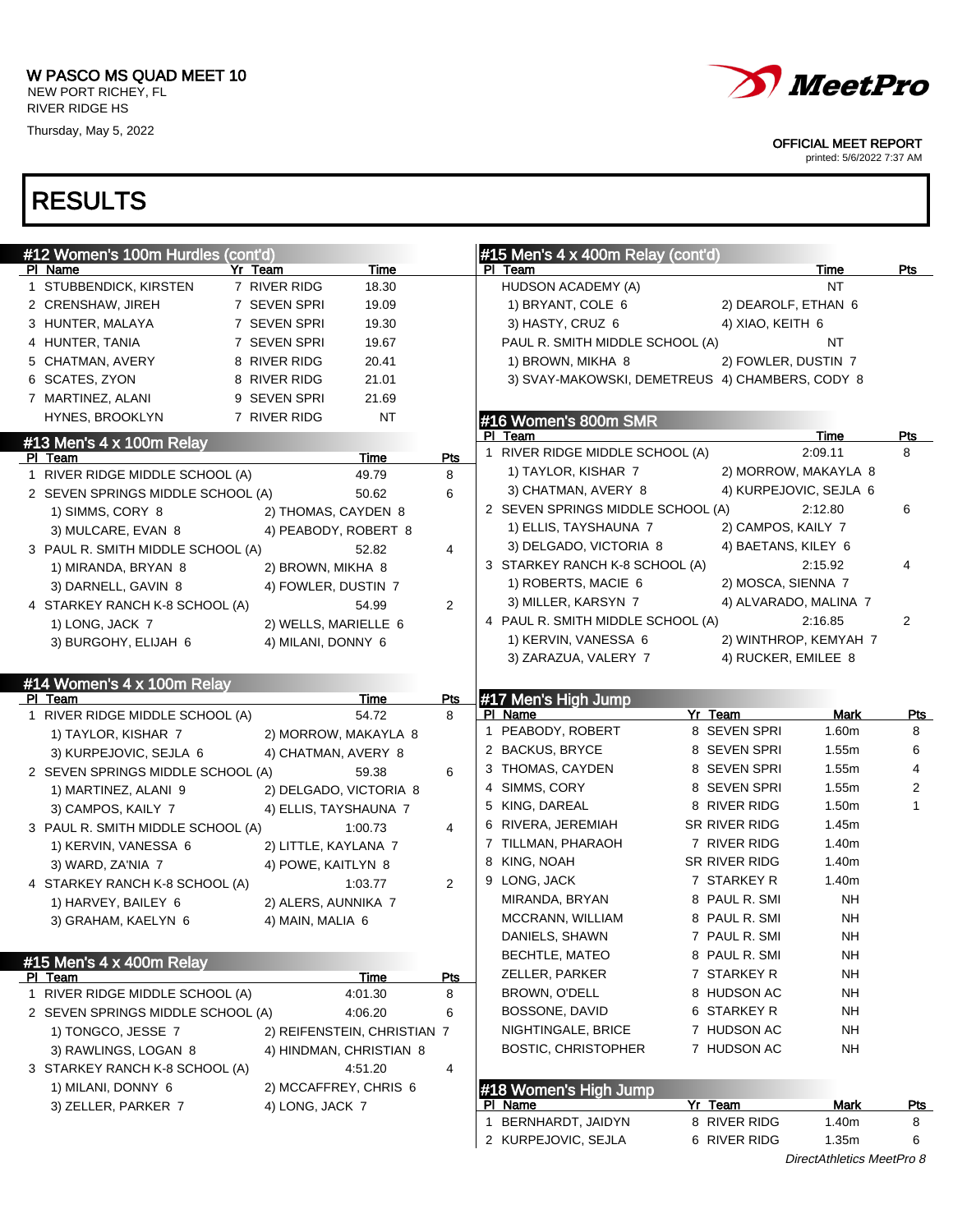# W PASCO MS QUAD MEET 10

NEW PORT RICHEY, FL
RIVER RIDGE HS
Thursday, May 5, 2022

OFFICIAL MEET REPORT
printed: 5/6/2022 7:37 AM

# RESULTS

## #12 Women's 100m Hurdles (cont'd)

| Pl | Name | Yr | Team | Time |
|---|---|---|---|---|
| 1 | STUBBENDICK, KIRSTEN | 7 | RIVER RIDG | 18.30 |
| 2 | CRENSHAW, JIREH | 7 | SEVEN SPRI | 19.09 |
| 3 | HUNTER, MALAYA | 7 | SEVEN SPRI | 19.30 |
| 4 | HUNTER, TANIA | 7 | SEVEN SPRI | 19.67 |
| 5 | CHATMAN, AVERY | 8 | RIVER RIDG | 20.41 |
| 6 | SCATES, ZYON | 8 | RIVER RIDG | 21.01 |
| 7 | MARTINEZ, ALANI | 9 | SEVEN SPRI | 21.69 |
| | HYNES, BROOKLYN | 7 | RIVER RIDG | NT |

## #13 Men's 4 x 100m Relay

| Pl | Team | Time | Pts |
|---|---|---|---|
| 1 | RIVER RIDGE MIDDLE SCHOOL (A) | 49.79 | 8 |
| 2 | SEVEN SPRINGS MIDDLE SCHOOL (A) | 50.62 | 6 |
| | 1) SIMMS, CORY 8 · 2) THOMAS, CAYDEN 8 · 3) MULCARE, EVAN 8 · 4) PEABODY, ROBERT 8 | | |
| 3 | PAUL R. SMITH MIDDLE SCHOOL (A) | 52.82 | 4 |
| | 1) MIRANDA, BRYAN 8 · 2) BROWN, MIKHA 8 · 3) DARNELL, GAVIN 8 · 4) FOWLER, DUSTIN 7 | | |
| 4 | STARKEY RANCH K-8 SCHOOL (A) | 54.99 | 2 |
| | 1) LONG, JACK 7 · 2) WELLS, MARIELLE 6 · 3) BURGOHY, ELIJAH 6 · 4) MILANI, DONNY 6 | | |

## #14 Women's 4 x 100m Relay

| Pl | Team | Time | Pts |
|---|---|---|---|
| 1 | RIVER RIDGE MIDDLE SCHOOL (A) | 54.72 | 8 |
| | 1) TAYLOR, KISHAR 7 · 2) MORROW, MAKAYLA 8 · 3) KURPEJOVIC, SEJLA 6 · 4) CHATMAN, AVERY 8 | | |
| 2 | SEVEN SPRINGS MIDDLE SCHOOL (A) | 59.38 | 6 |
| | 1) MARTINEZ, ALANI 9 · 2) DELGADO, VICTORIA 8 · 3) CAMPOS, KAILY 7 · 4) ELLIS, TAYSHAUNA 7 | | |
| 3 | PAUL R. SMITH MIDDLE SCHOOL (A) | 1:00.73 | 4 |
| | 1) KERVIN, VANESSA 6 · 2) LITTLE, KAYLANA 7 · 3) WARD, ZA'NIA 7 · 4) POWE, KAITLYN 8 | | |
| 4 | STARKEY RANCH K-8 SCHOOL (A) | 1:03.77 | 2 |
| | 1) HARVEY, BAILEY 6 · 2) ALERS, AUNNIKA 7 · 3) GRAHAM, KAELYN 6 · 4) MAIN, MALIA 6 | | |

## #15 Men's 4 x 400m Relay

| Pl | Team | Time | Pts |
|---|---|---|---|
| 1 | RIVER RIDGE MIDDLE SCHOOL (A) | 4:01.30 | 8 |
| 2 | SEVEN SPRINGS MIDDLE SCHOOL (A) | 4:06.20 | 6 |
| | 1) TONGCO, JESSE 7 · 2) REIFENSTEIN, CHRISTIAN 7 · 3) RAWLINGS, LOGAN 8 · 4) HINDMAN, CHRISTIAN 8 | | |
| 3 | STARKEY RANCH K-8 SCHOOL (A) | 4:51.20 | 4 |
| | 1) MILANI, DONNY 6 · 2) MCCAFFREY, CHRIS 6 · 3) ZELLER, PARKER 7 · 4) LONG, JACK 7 | | |
| | HUDSON ACADEMY (A) | NT | |
| | 1) BRYANT, COLE 6 · 2) DEAROLF, ETHAN 6 · 3) HASTY, CRUZ 6 · 4) XIAO, KEITH 6 | | |
| | PAUL R. SMITH MIDDLE SCHOOL (A) | NT | |
| | 1) BROWN, MIKHA 8 · 2) FOWLER, DUSTIN 7 · 3) SVAY-MAKOWSKI, DEMETREUS · 4) CHAMBERS, CODY 8 | | |

## #16 Women's 800m SMR

| Pl | Team | Time | Pts |
|---|---|---|---|
| 1 | RIVER RIDGE MIDDLE SCHOOL (A) | 2:09.11 | 8 |
| | 1) TAYLOR, KISHAR 7 · 2) MORROW, MAKAYLA 8 · 3) CHATMAN, AVERY 8 · 4) KURPEJOVIC, SEJLA 6 | | |
| 2 | SEVEN SPRINGS MIDDLE SCHOOL (A) | 2:12.80 | 6 |
| | 1) ELLIS, TAYSHAUNA 7 · 2) CAMPOS, KAILY 7 · 3) DELGADO, VICTORIA 8 · 4) BAETANS, KILEY 6 | | |
| 3 | STARKEY RANCH K-8 SCHOOL (A) | 2:15.92 | 4 |
| | 1) ROBERTS, MACIE 6 · 2) MOSCA, SIENNA 7 · 3) MILLER, KARSYN 7 · 4) ALVARADO, MALINA 7 | | |
| 4 | PAUL R. SMITH MIDDLE SCHOOL (A) | 2:16.85 | 2 |
| | 1) KERVIN, VANESSA 6 · 2) WINTHROP, KEMYAH 7 · 3) ZARAZUA, VALERY 7 · 4) RUCKER, EMILEE 8 | | |

## #17 Men's High Jump

| Pl | Name | Yr | Team | Mark | Pts |
|---|---|---|---|---|---|
| 1 | PEABODY, ROBERT | 8 | SEVEN SPRI | 1.60m | 8 |
| 2 | BACKUS, BRYCE | 8 | SEVEN SPRI | 1.55m | 6 |
| 3 | THOMAS, CAYDEN | 8 | SEVEN SPRI | 1.55m | 4 |
| 4 | SIMMS, CORY | 8 | SEVEN SPRI | 1.55m | 2 |
| 5 | KING, DAREAL | 8 | RIVER RIDG | 1.50m | 1 |
| 6 | RIVERA, JEREMIAH | SR | RIVER RIDG | 1.45m | |
| 7 | TILLMAN, PHARAOH | 7 | RIVER RIDG | 1.40m | |
| 8 | KING, NOAH | SR | RIVER RIDG | 1.40m | |
| 9 | LONG, JACK | 7 | STARKEY R | 1.40m | |
| | MIRANDA, BRYAN | 8 | PAUL R. SMI | NH | |
| | MCCRANN, WILLIAM | 8 | PAUL R. SMI | NH | |
| | DANIELS, SHAWN | 7 | PAUL R. SMI | NH | |
| | BECHTLE, MATEO | 8 | PAUL R. SMI | NH | |
| | ZELLER, PARKER | 7 | STARKEY R | NH | |
| | BROWN, O'DELL | 8 | HUDSON AC | NH | |
| | BOSSONE, DAVID | 6 | STARKEY R | NH | |
| | NIGHTINGALE, BRICE | 7 | HUDSON AC | NH | |
| | BOSTIC, CHRISTOPHER | 7 | HUDSON AC | NH | |

## #18 Women's High Jump

| Pl | Name | Yr | Team | Mark | Pts |
|---|---|---|---|---|---|
| 1 | BERNHARDT, JAIDYN | 8 | RIVER RIDG | 1.40m | 8 |
| 2 | KURPEJOVIC, SEJLA | 6 | RIVER RIDG | 1.35m | 6 |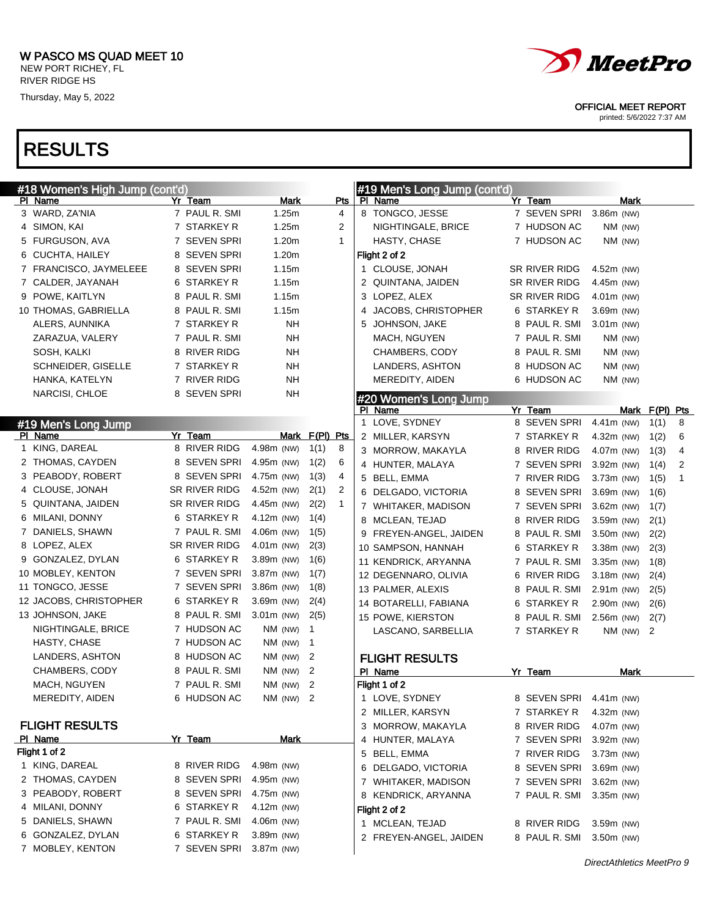W PASCO MS QUAD MEET 10
NEW PORT RICHEY, FL
RIVER RIDGE HS
Thursday, May 5, 2022

OFFICIAL MEET REPORT
printed: 5/6/2022 7:37 AM

# RESULTS

## #18 Women's High Jump (cont'd)

| Pl | Name | Yr | Team | Mark | Pts |
|---|---|---|---|---|---|
| 3 | WARD, ZA'NIA | 7 | PAUL R. SMI | 1.25m | 4 |
| 4 | SIMON, KAI | 7 | STARKEY R | 1.25m | 2 |
| 5 | FURGUSON, AVA | 7 | SEVEN SPRI | 1.20m | 1 |
| 6 | CUCHTA, HAILEY | 8 | SEVEN SPRI | 1.20m | |
| 7 | FRANCISCO, JAYMELEEE | 8 | SEVEN SPRI | 1.15m | |
| 7 | CALDER, JAYANAH | 6 | STARKEY R | 1.15m | |
| 9 | POWE, KAITLYN | 8 | PAUL R. SMI | 1.15m | |
| 10 | THOMAS, GABRIELLA | 8 | PAUL R. SMI | 1.15m | |
| | ALERS, AUNNIKA | 7 | STARKEY R | NH | |
| | ZARAZUA, VALERY | 7 | PAUL R. SMI | NH | |
| | SOSH, KALKI | 8 | RIVER RIDG | NH | |
| | SCHNEIDER, GISELLE | 7 | STARKEY R | NH | |
| | HANKA, KATELYN | 7 | RIVER RIDG | NH | |
| | NARCISI, CHLOE | 8 | SEVEN SPRI | NH | |

## #19 Men's Long Jump

| Pl | Name | Yr | Team | Mark | F(Pl) | Pts |
|---|---|---|---|---|---|---|
| 1 | KING, DAREAL | 8 | RIVER RIDG | 4.98m (NW) | 1(1) | 8 |
| 2 | THOMAS, CAYDEN | 8 | SEVEN SPRI | 4.95m (NW) | 1(2) | 6 |
| 3 | PEABODY, ROBERT | 8 | SEVEN SPRI | 4.75m (NW) | 1(3) | 4 |
| 4 | CLOUSE, JONAH | SR | RIVER RIDG | 4.52m (NW) | 2(1) | 2 |
| 5 | QUINTANA, JAIDEN | SR | RIVER RIDG | 4.45m (NW) | 2(2) | 1 |
| 6 | MILANI, DONNY | 6 | STARKEY R | 4.12m (NW) | 1(4) | |
| 7 | DANIELS, SHAWN | 7 | PAUL R. SMI | 4.06m (NW) | 1(5) | |
| 8 | LOPEZ, ALEX | SR | RIVER RIDG | 4.01m (NW) | 2(3) | |
| 9 | GONZALEZ, DYLAN | 6 | STARKEY R | 3.89m (NW) | 1(6) | |
| 10 | MOBLEY, KENTON | 7 | SEVEN SPRI | 3.87m (NW) | 1(7) | |
| 11 | TONGCO, JESSE | 7 | SEVEN SPRI | 3.86m (NW) | 1(8) | |
| 12 | JACOBS, CHRISTOPHER | 6 | STARKEY R | 3.69m (NW) | 2(4) | |
| 13 | JOHNSON, JAKE | 8 | PAUL R. SMI | 3.01m (NW) | 2(5) | |
| | NIGHTINGALE, BRICE | 7 | HUDSON AC | NM (NW) | 1 | |
| | HASTY, CHASE | 7 | HUDSON AC | NM (NW) | 1 | |
| | LANDERS, ASHTON | 8 | HUDSON AC | NM (NW) | 2 | |
| | CHAMBERS, CODY | 8 | PAUL R. SMI | NM (NW) | 2 | |
| | MACH, NGUYEN | 7 | PAUL R. SMI | NM (NW) | 2 | |
| | MEREDITY, AIDEN | 6 | HUDSON AC | NM (NW) | 2 | |

### FLIGHT RESULTS

| Pl | Name | Yr | Team | Mark |
|---|---|---|---|---|
| Flight 1 of 2 | | | | |
| 1 | KING, DAREAL | 8 | RIVER RIDG | 4.98m (NW) |
| 2 | THOMAS, CAYDEN | 8 | SEVEN SPRI | 4.95m (NW) |
| 3 | PEABODY, ROBERT | 8 | SEVEN SPRI | 4.75m (NW) |
| 4 | MILANI, DONNY | 6 | STARKEY R | 4.12m (NW) |
| 5 | DANIELS, SHAWN | 7 | PAUL R. SMI | 4.06m (NW) |
| 6 | GONZALEZ, DYLAN | 6 | STARKEY R | 3.89m (NW) |
| 7 | MOBLEY, KENTON | 7 | SEVEN SPRI | 3.87m (NW) |
| 8 | TONGCO, JESSE | 7 | SEVEN SPRI | 3.86m (NW) |
| | NIGHTINGALE, BRICE | 7 | HUDSON AC | NM (NW) |
| | HASTY, CHASE | 7 | HUDSON AC | NM (NW) |
| Flight 2 of 2 | | | | |
| 1 | CLOUSE, JONAH | SR | RIVER RIDG | 4.52m (NW) |
| 2 | QUINTANA, JAIDEN | SR | RIVER RIDG | 4.45m (NW) |
| 3 | LOPEZ, ALEX | SR | RIVER RIDG | 4.01m (NW) |
| 4 | JACOBS, CHRISTOPHER | 6 | STARKEY R | 3.69m (NW) |
| 5 | JOHNSON, JAKE | 8 | PAUL R. SMI | 3.01m (NW) |
| | MACH, NGUYEN | 7 | PAUL R. SMI | NM (NW) |
| | CHAMBERS, CODY | 8 | PAUL R. SMI | NM (NW) |
| | LANDERS, ASHTON | 8 | HUDSON AC | NM (NW) |
| | MEREDITY, AIDEN | 6 | HUDSON AC | NM (NW) |

## #20 Women's Long Jump

| Pl | Name | Yr | Team | Mark | F(Pl) | Pts |
|---|---|---|---|---|---|---|
| 1 | LOVE, SYDNEY | 8 | SEVEN SPRI | 4.41m (NW) | 1(1) | 8 |
| 2 | MILLER, KARSYN | 7 | STARKEY R | 4.32m (NW) | 1(2) | 6 |
| 3 | MORROW, MAKAYLA | 8 | RIVER RIDG | 4.07m (NW) | 1(3) | 4 |
| 4 | HUNTER, MALAYA | 7 | SEVEN SPRI | 3.92m (NW) | 1(4) | 2 |
| 5 | BELL, EMMA | 7 | RIVER RIDG | 3.73m (NW) | 1(5) | 1 |
| 6 | DELGADO, VICTORIA | 8 | SEVEN SPRI | 3.69m (NW) | 1(6) | |
| 7 | WHITAKER, MADISON | 7 | SEVEN SPRI | 3.62m (NW) | 1(7) | |
| 8 | MCLEAN, TEJAD | 8 | RIVER RIDG | 3.59m (NW) | 2(1) | |
| 9 | FREYEN-ANGEL, JAIDEN | 8 | PAUL R. SMI | 3.50m (NW) | 2(2) | |
| 10 | SAMPSON, HANNAH | 6 | STARKEY R | 3.38m (NW) | 2(3) | |
| 11 | KENDRICK, ARYANNA | 7 | PAUL R. SMI | 3.35m (NW) | 1(8) | |
| 12 | DEGENNARO, OLIVIA | 6 | RIVER RIDG | 3.18m (NW) | 2(4) | |
| 13 | PALMER, ALEXIS | 8 | PAUL R. SMI | 2.91m (NW) | 2(5) | |
| 14 | BOTARELLI, FABIANA | 6 | STARKEY R | 2.90m (NW) | 2(6) | |
| 15 | POWE, KIERSTON | 8 | PAUL R. SMI | 2.56m (NW) | 2(7) | |
| | LASCANO, SARBELLIA | 7 | STARKEY R | NM (NW) | 2 | |

### FLIGHT RESULTS

| Pl | Name | Yr | Team | Mark |
|---|---|---|---|---|
| Flight 1 of 2 | | | | |
| 1 | LOVE, SYDNEY | 8 | SEVEN SPRI | 4.41m (NW) |
| 2 | MILLER, KARSYN | 7 | STARKEY R | 4.32m (NW) |
| 3 | MORROW, MAKAYLA | 8 | RIVER RIDG | 4.07m (NW) |
| 4 | HUNTER, MALAYA | 7 | SEVEN SPRI | 3.92m (NW) |
| 5 | BELL, EMMA | 7 | RIVER RIDG | 3.73m (NW) |
| 6 | DELGADO, VICTORIA | 8 | SEVEN SPRI | 3.69m (NW) |
| 7 | WHITAKER, MADISON | 7 | SEVEN SPRI | 3.62m (NW) |
| 8 | KENDRICK, ARYANNA | 7 | PAUL R. SMI | 3.35m (NW) |
| Flight 2 of 2 | | | | |
| 1 | MCLEAN, TEJAD | 8 | RIVER RIDG | 3.59m (NW) |
| 2 | FREYEN-ANGEL, JAIDEN | 8 | PAUL R. SMI | 3.50m (NW) |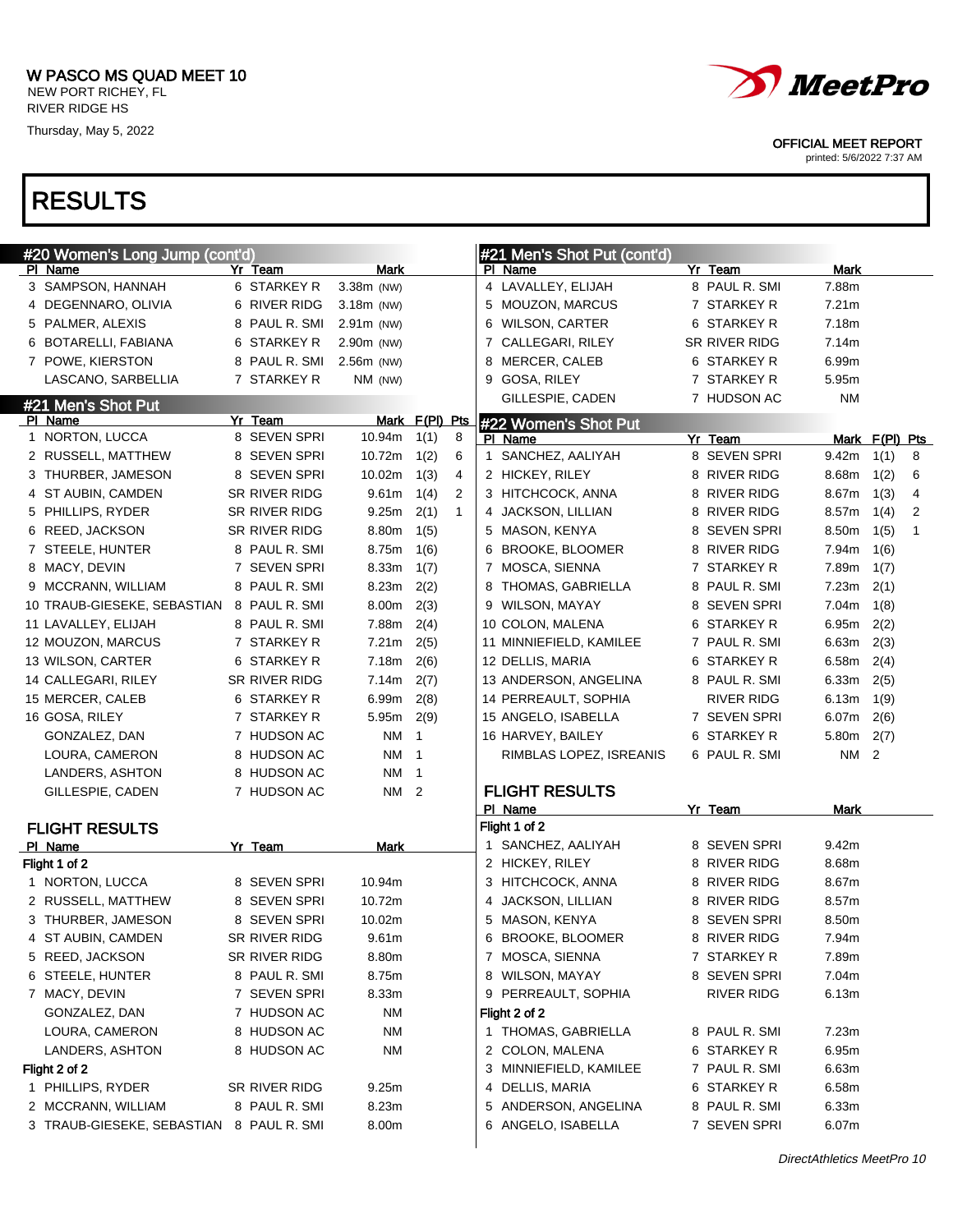W PASCO MS QUAD MEET 10
NEW PORT RICHEY, FL
RIVER RIDGE HS
Thursday, May 5, 2022

OFFICIAL MEET REPORT
printed: 5/6/2022 7:37 AM

# RESULTS

## #20 Women's Long Jump (cont'd)

| Pl | Name | Yr | Team | Mark |
|---|---|---|---|---|
| 3 | SAMPSON, HANNAH | 6 | STARKEY R | 3.38m (NW) |
| 4 | DEGENNARO, OLIVIA | 6 | RIVER RIDG | 3.18m (NW) |
| 5 | PALMER, ALEXIS | 8 | PAUL R. SMI | 2.91m (NW) |
| 6 | BOTARELLI, FABIANA | 6 | STARKEY R | 2.90m (NW) |
| 7 | POWE, KIERSTON | 8 | PAUL R. SMI | 2.56m (NW) |
| | LASCANO, SARBELLIA | 7 | STARKEY R | NM (NW) |

## #21 Men's Shot Put

| Pl | Name | Yr | Team | Mark | F(Pl) | Pts |
|---|---|---|---|---|---|---|
| 1 | NORTON, LUCCA | 8 | SEVEN SPRI | 10.94m | 1(1) | 8 |
| 2 | RUSSELL, MATTHEW | 8 | SEVEN SPRI | 10.72m | 1(2) | 6 |
| 3 | THURBER, JAMESON | 8 | SEVEN SPRI | 10.02m | 1(3) | 4 |
| 4 | ST AUBIN, CAMDEN | SR | RIVER RIDG | 9.61m | 1(4) | 2 |
| 5 | PHILLIPS, RYDER | SR | RIVER RIDG | 9.25m | 2(1) | 1 |
| 6 | REED, JACKSON | SR | RIVER RIDG | 8.80m | 1(5) | |
| 7 | STEELE, HUNTER | 8 | PAUL R. SMI | 8.75m | 1(6) | |
| 8 | MACY, DEVIN | 7 | SEVEN SPRI | 8.33m | 1(7) | |
| 9 | MCCRANN, WILLIAM | 8 | PAUL R. SMI | 8.23m | 2(2) | |
| 10 | TRAUB-GIESEKE, SEBASTIAN | 8 | PAUL R. SMI | 8.00m | 2(3) | |
| 11 | LAVALLEY, ELIJAH | 8 | PAUL R. SMI | 7.88m | 2(4) | |
| 12 | MOUZON, MARCUS | 7 | STARKEY R | 7.21m | 2(5) | |
| 13 | WILSON, CARTER | 6 | STARKEY R | 7.18m | 2(6) | |
| 14 | CALLEGARI, RILEY | SR | RIVER RIDG | 7.14m | 2(7) | |
| 15 | MERCER, CALEB | 6 | STARKEY R | 6.99m | 2(8) | |
| 16 | GOSA, RILEY | 7 | STARKEY R | 5.95m | 2(9) | |
| | GONZALEZ, DAN | 7 | HUDSON AC | NM | 1 | |
| | LOURA, CAMERON | 8 | HUDSON AC | NM | 1 | |
| | LANDERS, ASHTON | 8 | HUDSON AC | NM | 1 | |
| | GILLESPIE, CADEN | 7 | HUDSON AC | NM | 2 | |

### FLIGHT RESULTS

| Pl | Name | Yr | Team | Mark |
|---|---|---|---|---|
| **Flight 1 of 2** | | | | |
| 1 | NORTON, LUCCA | 8 | SEVEN SPRI | 10.94m |
| 2 | RUSSELL, MATTHEW | 8 | SEVEN SPRI | 10.72m |
| 3 | THURBER, JAMESON | 8 | SEVEN SPRI | 10.02m |
| 4 | ST AUBIN, CAMDEN | SR | RIVER RIDG | 9.61m |
| 5 | REED, JACKSON | SR | RIVER RIDG | 8.80m |
| 6 | STEELE, HUNTER | 8 | PAUL R. SMI | 8.75m |
| 7 | MACY, DEVIN | 7 | SEVEN SPRI | 8.33m |
| | GONZALEZ, DAN | 7 | HUDSON AC | NM |
| | LOURA, CAMERON | 8 | HUDSON AC | NM |
| | LANDERS, ASHTON | 8 | HUDSON AC | NM |
| **Flight 2 of 2** | | | | |
| 1 | PHILLIPS, RYDER | SR | RIVER RIDG | 9.25m |
| 2 | MCCRANN, WILLIAM | 8 | PAUL R. SMI | 8.23m |
| 3 | TRAUB-GIESEKE, SEBASTIAN | 8 | PAUL R. SMI | 8.00m |
| 4 | LAVALLEY, ELIJAH | 8 | PAUL R. SMI | 7.88m |
| 5 | MOUZON, MARCUS | 7 | STARKEY R | 7.21m |
| 6 | WILSON, CARTER | 6 | STARKEY R | 7.18m |
| 7 | CALLEGARI, RILEY | SR | RIVER RIDG | 7.14m |
| 8 | MERCER, CALEB | 6 | STARKEY R | 6.99m |
| 9 | GOSA, RILEY | 7 | STARKEY R | 5.95m |
| | GILLESPIE, CADEN | 7 | HUDSON AC | NM |

## #22 Women's Shot Put

| Pl | Name | Yr | Team | Mark | F(Pl) | Pts |
|---|---|---|---|---|---|---|
| 1 | SANCHEZ, AALIYAH | 8 | SEVEN SPRI | 9.42m | 1(1) | 8 |
| 2 | HICKEY, RILEY | 8 | RIVER RIDG | 8.68m | 1(2) | 6 |
| 3 | HITCHCOCK, ANNA | 8 | RIVER RIDG | 8.67m | 1(3) | 4 |
| 4 | JACKSON, LILLIAN | 8 | RIVER RIDG | 8.57m | 1(4) | 2 |
| 5 | MASON, KENYA | 8 | SEVEN SPRI | 8.50m | 1(5) | 1 |
| 6 | BROOKE, BLOOMER | 8 | RIVER RIDG | 7.94m | 1(6) | |
| 7 | MOSCA, SIENNA | 7 | STARKEY R | 7.89m | 1(7) | |
| 8 | THOMAS, GABRIELLA | 8 | PAUL R. SMI | 7.23m | 2(1) | |
| 9 | WILSON, MAYAY | 8 | SEVEN SPRI | 7.04m | 1(8) | |
| 10 | COLON, MALENA | 6 | STARKEY R | 6.95m | 2(2) | |
| 11 | MINNIEFIELD, KAMILEE | 7 | PAUL R. SMI | 6.63m | 2(3) | |
| 12 | DELLIS, MARIA | 6 | STARKEY R | 6.58m | 2(4) | |
| 13 | ANDERSON, ANGELINA | 8 | PAUL R. SMI | 6.33m | 2(5) | |
| 14 | PERREAULT, SOPHIA | | RIVER RIDG | 6.13m | 1(9) | |
| 15 | ANGELO, ISABELLA | 7 | SEVEN SPRI | 6.07m | 2(6) | |
| 16 | HARVEY, BAILEY | 6 | STARKEY R | 5.80m | 2(7) | |
| | RIMBLAS LOPEZ, ISREANIS | 6 | PAUL R. SMI | NM | 2 | |

### FLIGHT RESULTS

| Pl | Name | Yr | Team | Mark |
|---|---|---|---|---|
| **Flight 1 of 2** | | | | |
| 1 | SANCHEZ, AALIYAH | 8 | SEVEN SPRI | 9.42m |
| 2 | HICKEY, RILEY | 8 | RIVER RIDG | 8.68m |
| 3 | HITCHCOCK, ANNA | 8 | RIVER RIDG | 8.67m |
| 4 | JACKSON, LILLIAN | 8 | RIVER RIDG | 8.57m |
| 5 | MASON, KENYA | 8 | SEVEN SPRI | 8.50m |
| 6 | BROOKE, BLOOMER | 8 | RIVER RIDG | 7.94m |
| 7 | MOSCA, SIENNA | 7 | STARKEY R | 7.89m |
| 8 | WILSON, MAYAY | 8 | SEVEN SPRI | 7.04m |
| 9 | PERREAULT, SOPHIA | | RIVER RIDG | 6.13m |
| **Flight 2 of 2** | | | | |
| 1 | THOMAS, GABRIELLA | 8 | PAUL R. SMI | 7.23m |
| 2 | COLON, MALENA | 6 | STARKEY R | 6.95m |
| 3 | MINNIEFIELD, KAMILEE | 7 | PAUL R. SMI | 6.63m |
| 4 | DELLIS, MARIA | 6 | STARKEY R | 6.58m |
| 5 | ANDERSON, ANGELINA | 8 | PAUL R. SMI | 6.33m |
| 6 | ANGELO, ISABELLA | 7 | SEVEN SPRI | 6.07m |

*DirectAthletics MeetPro 10*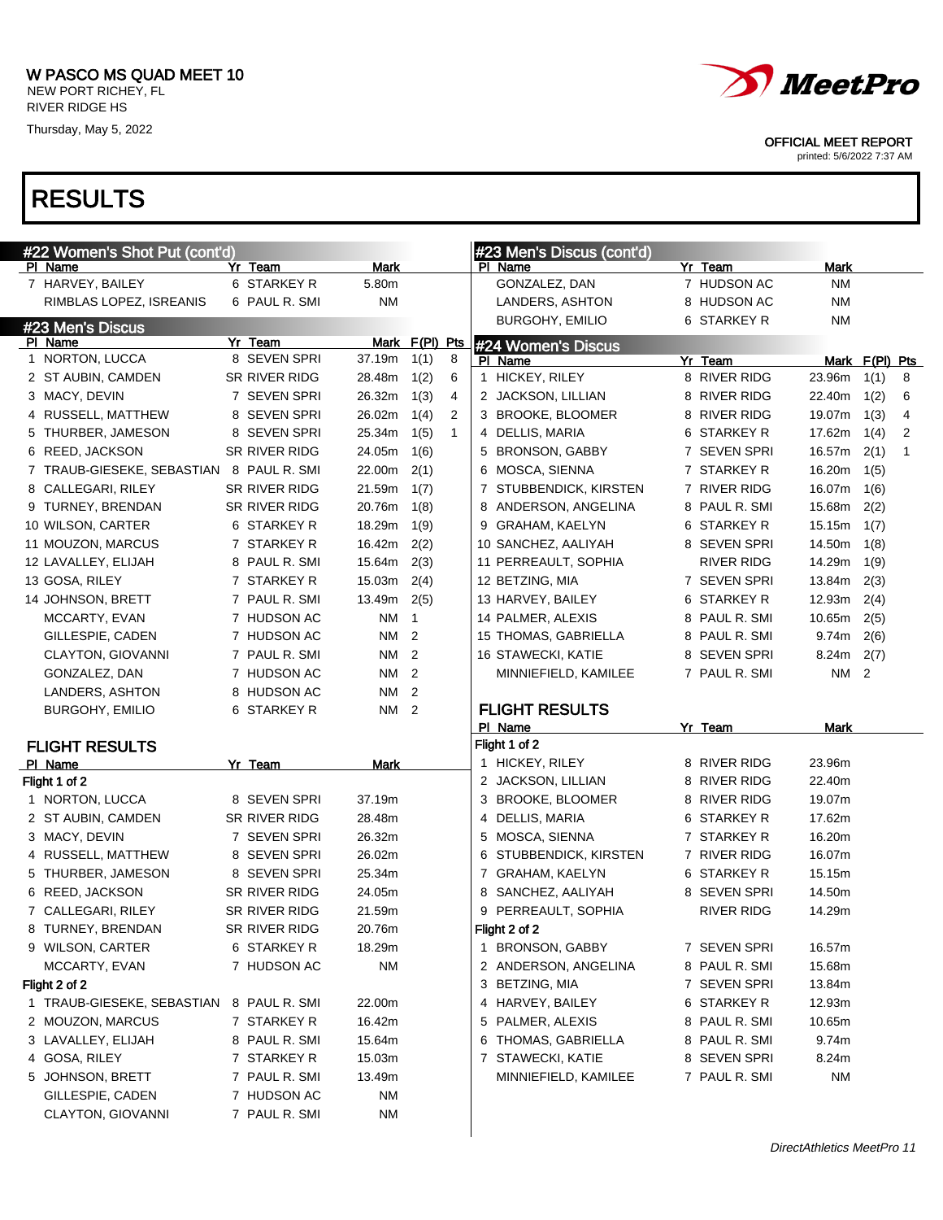W PASCO MS QUAD MEET 10
NEW PORT RICHEY, FL
RIVER RIDGE HS
Thursday, May 5, 2022

OFFICIAL MEET REPORT
printed: 5/6/2022 7:37 AM

# RESULTS

## #22 Women's Shot Put (cont'd)

| Pl | Name | Yr | Team | Mark |
|---|---|---|---|---|
| 7 | HARVEY, BAILEY | 6 | STARKEY R | 5.80m |
| | RIMBLAS LOPEZ, ISREANIS | 6 | PAUL R. SMI | NM |

## #23 Men's Discus

| Pl | Name | Yr | Team | Mark | F(Pl) | Pts |
|---|---|---|---|---|---|---|
| 1 | NORTON, LUCCA | 8 | SEVEN SPRI | 37.19m | 1(1) | 8 |
| 2 | ST AUBIN, CAMDEN | SR | RIVER RIDG | 28.48m | 1(2) | 6 |
| 3 | MACY, DEVIN | 7 | SEVEN SPRI | 26.32m | 1(3) | 4 |
| 4 | RUSSELL, MATTHEW | 8 | SEVEN SPRI | 26.02m | 1(4) | 2 |
| 5 | THURBER, JAMESON | 8 | SEVEN SPRI | 25.34m | 1(5) | 1 |
| 6 | REED, JACKSON | SR | RIVER RIDG | 24.05m | 1(6) | |
| 7 | TRAUB-GIESEKE, SEBASTIAN | 8 | PAUL R. SMI | 22.00m | 2(1) | |
| 8 | CALLEGARI, RILEY | SR | RIVER RIDG | 21.59m | 1(7) | |
| 9 | TURNEY, BRENDAN | SR | RIVER RIDG | 20.76m | 1(8) | |
| 10 | WILSON, CARTER | 6 | STARKEY R | 18.29m | 1(9) | |
| 11 | MOUZON, MARCUS | 7 | STARKEY R | 16.42m | 2(2) | |
| 12 | LAVALLEY, ELIJAH | 8 | PAUL R. SMI | 15.64m | 2(3) | |
| 13 | GOSA, RILEY | 7 | STARKEY R | 15.03m | 2(4) | |
| 14 | JOHNSON, BRETT | 7 | PAUL R. SMI | 13.49m | 2(5) | |
| | MCCARTY, EVAN | 7 | HUDSON AC | NM | 1 | |
| | GILLESPIE, CADEN | 7 | HUDSON AC | NM | 2 | |
| | CLAYTON, GIOVANNI | 7 | PAUL R. SMI | NM | 2 | |
| | GONZALEZ, DAN | 7 | HUDSON AC | NM | 2 | |
| | LANDERS, ASHTON | 8 | HUDSON AC | NM | 2 | |
| | BURGOHY, EMILIO | 6 | STARKEY R | NM | 2 | |

### FLIGHT RESULTS

| Pl | Name | Yr | Team | Mark |
|---|---|---|---|---|
| **Flight 1 of 2** | | | | |
| 1 | NORTON, LUCCA | 8 | SEVEN SPRI | 37.19m |
| 2 | ST AUBIN, CAMDEN | SR | RIVER RIDG | 28.48m |
| 3 | MACY, DEVIN | 7 | SEVEN SPRI | 26.32m |
| 4 | RUSSELL, MATTHEW | 8 | SEVEN SPRI | 26.02m |
| 5 | THURBER, JAMESON | 8 | SEVEN SPRI | 25.34m |
| 6 | REED, JACKSON | SR | RIVER RIDG | 24.05m |
| 7 | CALLEGARI, RILEY | SR | RIVER RIDG | 21.59m |
| 8 | TURNEY, BRENDAN | SR | RIVER RIDG | 20.76m |
| 9 | WILSON, CARTER | 6 | STARKEY R | 18.29m |
| | MCCARTY, EVAN | 7 | HUDSON AC | NM |
| **Flight 2 of 2** | | | | |
| 1 | TRAUB-GIESEKE, SEBASTIAN | 8 | PAUL R. SMI | 22.00m |
| 2 | MOUZON, MARCUS | 7 | STARKEY R | 16.42m |
| 3 | LAVALLEY, ELIJAH | 8 | PAUL R. SMI | 15.64m |
| 4 | GOSA, RILEY | 7 | STARKEY R | 15.03m |
| 5 | JOHNSON, BRETT | 7 | PAUL R. SMI | 13.49m |
| | GILLESPIE, CADEN | 7 | HUDSON AC | NM |
| | CLAYTON, GIOVANNI | 7 | PAUL R. SMI | NM |
| | GONZALEZ, DAN | 7 | HUDSON AC | NM |
| | LANDERS, ASHTON | 8 | HUDSON AC | NM |
| | BURGOHY, EMILIO | 6 | STARKEY R | NM |

## #24 Women's Discus

| Pl | Name | Yr | Team | Mark | F(Pl) | Pts |
|---|---|---|---|---|---|---|
| 1 | HICKEY, RILEY | 8 | RIVER RIDG | 23.96m | 1(1) | 8 |
| 2 | JACKSON, LILLIAN | 8 | RIVER RIDG | 22.40m | 1(2) | 6 |
| 3 | BROOKE, BLOOMER | 8 | RIVER RIDG | 19.07m | 1(3) | 4 |
| 4 | DELLIS, MARIA | 6 | STARKEY R | 17.62m | 1(4) | 2 |
| 5 | BRONSON, GABBY | 7 | SEVEN SPRI | 16.57m | 2(1) | 1 |
| 6 | MOSCA, SIENNA | 7 | STARKEY R | 16.20m | 1(5) | |
| 7 | STUBBENDICK, KIRSTEN | 7 | RIVER RIDG | 16.07m | 1(6) | |
| 8 | ANDERSON, ANGELINA | 8 | PAUL R. SMI | 15.68m | 2(2) | |
| 9 | GRAHAM, KAELYN | 6 | STARKEY R | 15.15m | 1(7) | |
| 10 | SANCHEZ, AALIYAH | 8 | SEVEN SPRI | 14.50m | 1(8) | |
| 11 | PERREAULT, SOPHIA | | RIVER RIDG | 14.29m | 1(9) | |
| 12 | BETZING, MIA | 7 | SEVEN SPRI | 13.84m | 2(3) | |
| 13 | HARVEY, BAILEY | 6 | STARKEY R | 12.93m | 2(4) | |
| 14 | PALMER, ALEXIS | 8 | PAUL R. SMI | 10.65m | 2(5) | |
| 15 | THOMAS, GABRIELLA | 8 | PAUL R. SMI | 9.74m | 2(6) | |
| 16 | STAWECKI, KATIE | 8 | SEVEN SPRI | 8.24m | 2(7) | |
| | MINNIEFIELD, KAMILEE | 7 | PAUL R. SMI | NM | 2 | |

### FLIGHT RESULTS

| Pl | Name | Yr | Team | Mark |
|---|---|---|---|---|
| **Flight 1 of 2** | | | | |
| 1 | HICKEY, RILEY | 8 | RIVER RIDG | 23.96m |
| 2 | JACKSON, LILLIAN | 8 | RIVER RIDG | 22.40m |
| 3 | BROOKE, BLOOMER | 8 | RIVER RIDG | 19.07m |
| 4 | DELLIS, MARIA | 6 | STARKEY R | 17.62m |
| 5 | MOSCA, SIENNA | 7 | STARKEY R | 16.20m |
| 6 | STUBBENDICK, KIRSTEN | 7 | RIVER RIDG | 16.07m |
| 7 | GRAHAM, KAELYN | 6 | STARKEY R | 15.15m |
| 8 | SANCHEZ, AALIYAH | 8 | SEVEN SPRI | 14.50m |
| 9 | PERREAULT, SOPHIA | | RIVER RIDG | 14.29m |
| **Flight 2 of 2** | | | | |
| 1 | BRONSON, GABBY | 7 | SEVEN SPRI | 16.57m |
| 2 | ANDERSON, ANGELINA | 8 | PAUL R. SMI | 15.68m |
| 3 | BETZING, MIA | 7 | SEVEN SPRI | 13.84m |
| 4 | HARVEY, BAILEY | 6 | STARKEY R | 12.93m |
| 5 | PALMER, ALEXIS | 8 | PAUL R. SMI | 10.65m |
| 6 | THOMAS, GABRIELLA | 8 | PAUL R. SMI | 9.74m |
| 7 | STAWECKI, KATIE | 8 | SEVEN SPRI | 8.24m |
| | MINNIEFIELD, KAMILEE | 7 | PAUL R. SMI | NM |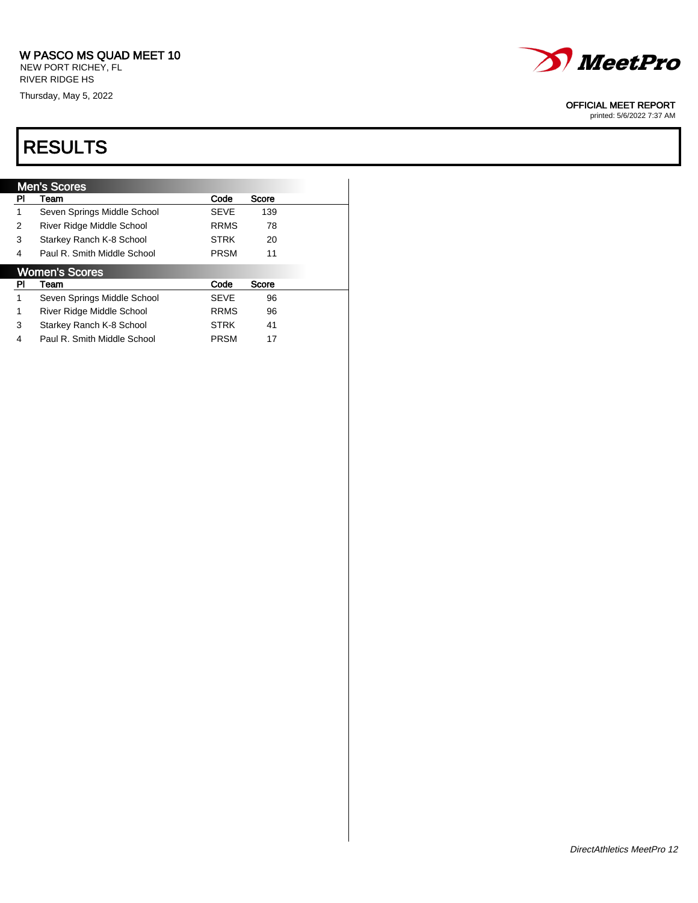# RESULTS

## Men's Scores

| Pl | Team | Code | Score |
|---|---|---|---|
| 1 | Seven Springs Middle School | SEVE | 139 |
| 2 | River Ridge Middle School | RRMS | 78 |
| 3 | Starkey Ranch K-8 School | STRK | 20 |
| 4 | Paul R. Smith Middle School | PRSM | 11 |

## Women's Scores

| Pl | Team | Code | Score |
|---|---|---|---|
| 1 | Seven Springs Middle School | SEVE | 96 |
| 1 | River Ridge Middle School | RRMS | 96 |
| 3 | Starkey Ranch K-8 School | STRK | 41 |
| 4 | Paul R. Smith Middle School | PRSM | 17 |